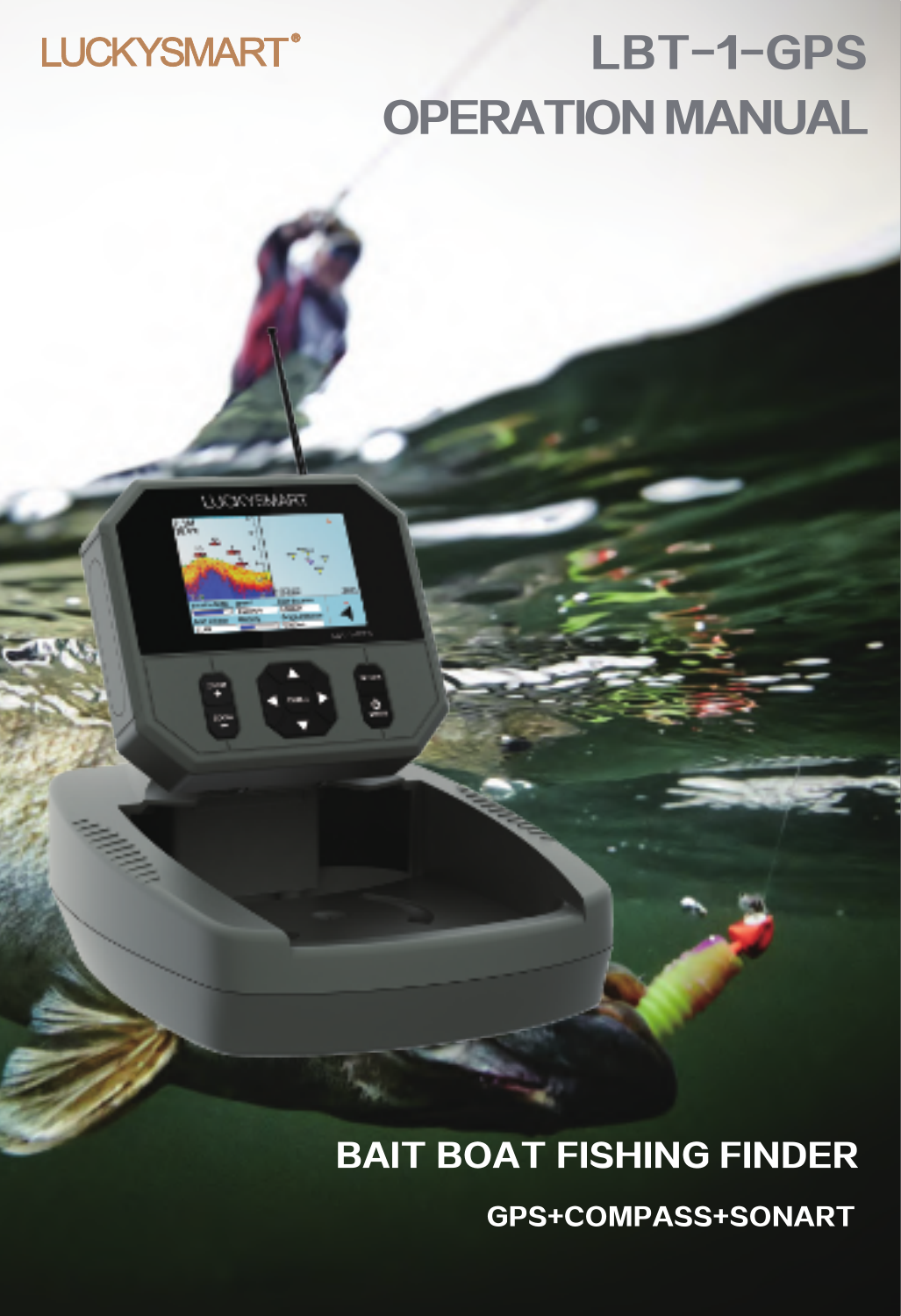LUCKYSMART®

# LBT-1-GPS
# OPERATION MANUAL

## BAIT BOAT FISHING FINDER

GPS+COMPASS+SONART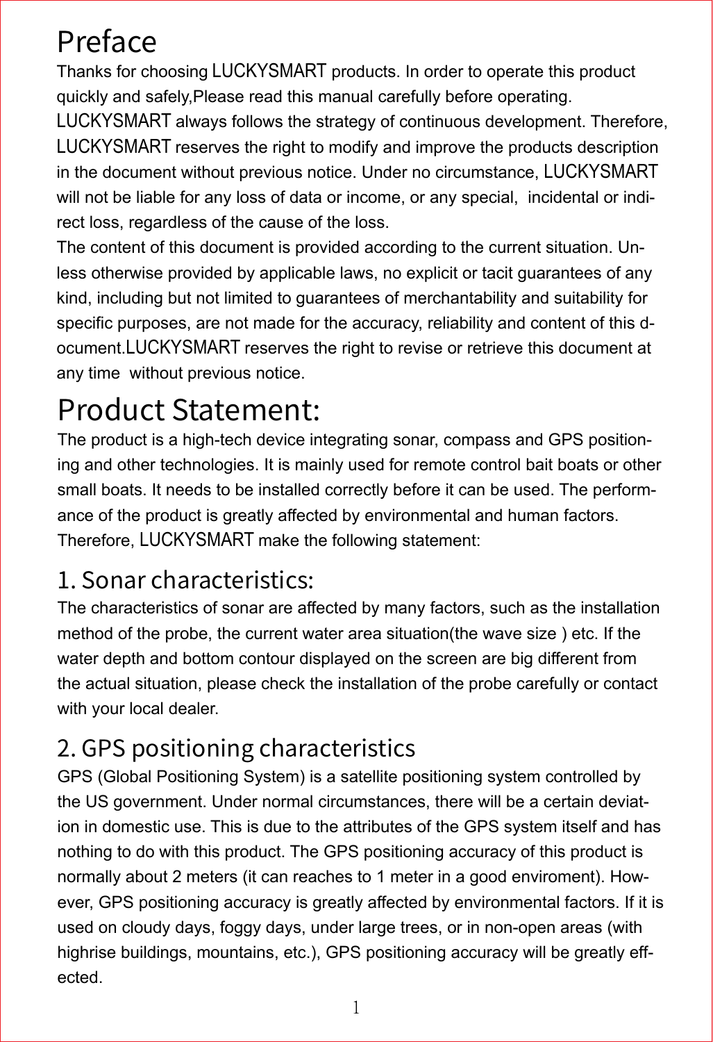# Preface

Thanks for choosing LUCKYSMART products. In order to operate this product quickly and safely,Please read this manual carefully before operating.
LUCKYSMART always follows the strategy of continuous development. Therefore, LUCKYSMART reserves the right to modify and improve the products description in the document without previous notice. Under no circumstance, LUCKYSMART will not be liable for any loss of data or income, or any special, incidental or indirect loss, regardless of the cause of the loss.
The content of this document is provided according to the current situation. Unless otherwise provided by applicable laws, no explicit or tacit guarantees of any kind, including but not limited to guarantees of merchantability and suitability for specific purposes, are not made for the accuracy, reliability and content of this document.LUCKYSMART reserves the right to revise or retrieve this document at any time without previous notice.

# Product Statement:

The product is a high-tech device integrating sonar, compass and GPS positioning and other technologies. It is mainly used for remote control bait boats or other small boats. It needs to be installed correctly before it can be used. The performance of the product is greatly affected by environmental and human factors. Therefore, LUCKYSMART make the following statement:

## 1. Sonar characteristics:

The characteristics of sonar are affected by many factors, such as the installation method of the probe, the current water area situation(the wave size ) etc. If the water depth and bottom contour displayed on the screen are big different from the actual situation, please check the installation of the probe carefully or contact with your local dealer.

## 2. GPS positioning characteristics

GPS (Global Positioning System) is a satellite positioning system controlled by the US government. Under normal circumstances, there will be a certain deviation in domestic use. This is due to the attributes of the GPS system itself and has nothing to do with this product. The GPS positioning accuracy of this product is normally about 2 meters (it can reaches to 1 meter in a good enviroment). However, GPS positioning accuracy is greatly affected by environmental factors. If it is used on cloudy days, foggy days, under large trees, or in non-open areas (with highrise buildings, mountains, etc.), GPS positioning accuracy will be greatly effected.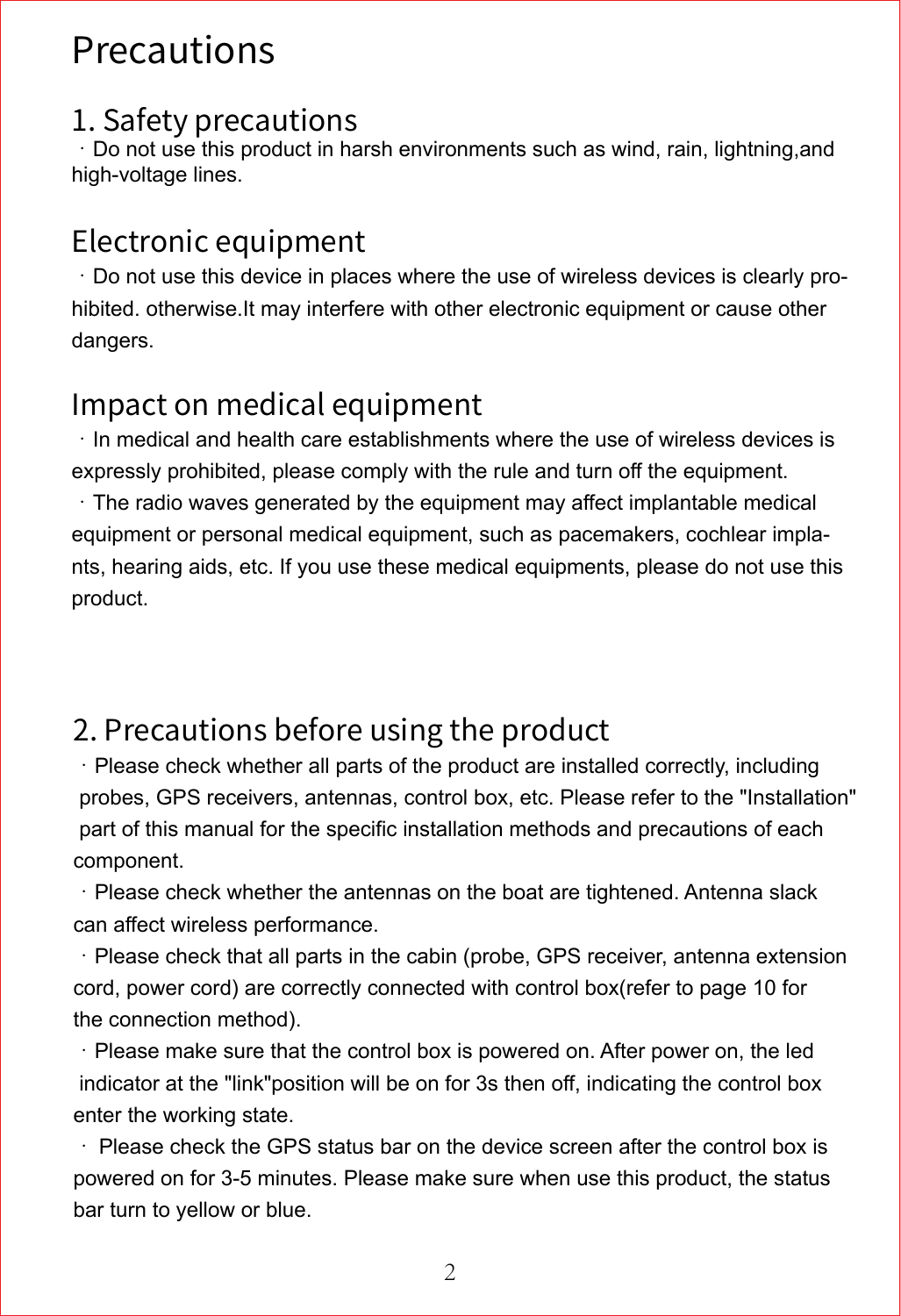# Precautions

## 1. Safety precautions

· Do not use this product in harsh environments such as wind, rain, lightning,and high-voltage lines.

### Electronic equipment

· Do not use this device in places where the use of wireless devices is clearly prohibited. otherwise.It may interfere with other electronic equipment or cause other dangers.

### Impact on medical equipment

· In medical and health care establishments where the use of wireless devices is expressly prohibited, please comply with the rule and turn off the equipment.

· The radio waves generated by the equipment may affect implantable medical equipment or personal medical equipment, such as pacemakers, cochlear implants, hearing aids, etc. If you use these medical equipments, please do not use this product.

## 2. Precautions before using the product

· Please check whether all parts of the product are installed correctly, including probes, GPS receivers, antennas, control box, etc. Please refer to the "Installation" part of this manual for the specific installation methods and precautions of each component.

· Please check whether the antennas on the boat are tightened. Antenna slack can affect wireless performance.

· Please check that all parts in the cabin (probe, GPS receiver, antenna extension cord, power cord) are correctly connected with control box(refer to page 10 for the connection method).

· Please make sure that the control box is powered on. After power on, the led indicator at the "link"position will be on for 3s then off, indicating the control box enter the working state.

· Please check the GPS status bar on the device screen after the control box is powered on for 3-5 minutes. Please make sure when use this product, the status bar turn to yellow or blue.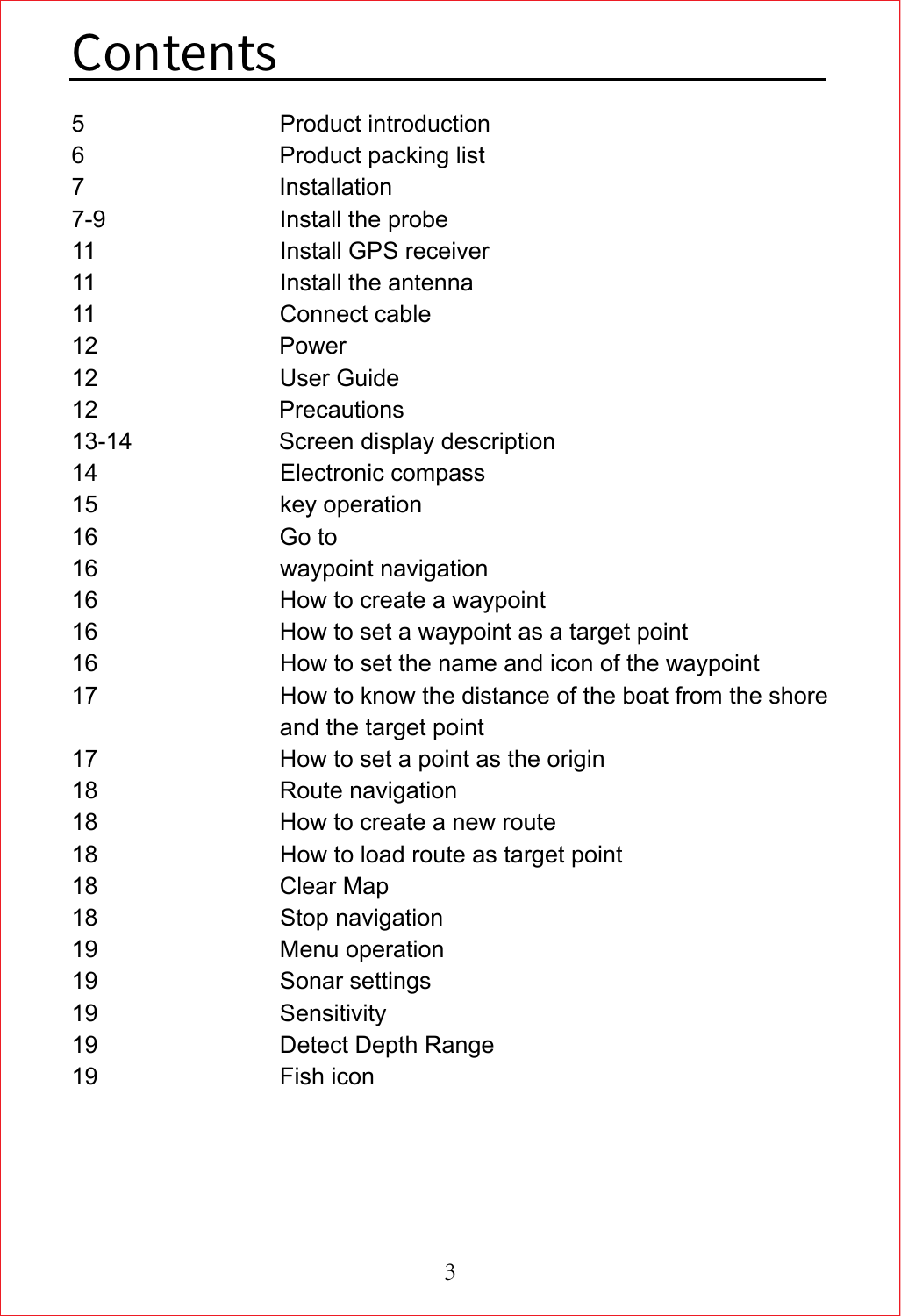# Contents

| | |
|---|---|
| 5 | Product introduction |
| 6 | Product packing list |
| 7 | Installation |
| 7-9 | Install the probe |
| 11 | Install GPS receiver |
| 11 | Install the antenna |
| 11 | Connect cable |
| 12 | Power |
| 12 | User Guide |
| 12 | Precautions |
| 13-14 | Screen display description |
| 14 | Electronic compass |
| 15 | key operation |
| 16 | Go to |
| 16 | waypoint navigation |
| 16 | How to create a waypoint |
| 16 | How to set a waypoint as a target point |
| 16 | How to set the name and icon of the waypoint |
| 17 | How to know the distance of the boat from the shore and the target point |
| 17 | How to set a point as the origin |
| 18 | Route navigation |
| 18 | How to create a new route |
| 18 | How to load route as target point |
| 18 | Clear Map |
| 18 | Stop navigation |
| 19 | Menu operation |
| 19 | Sonar settings |
| 19 | Sensitivity |
| 19 | Detect Depth Range |
| 19 | Fish icon |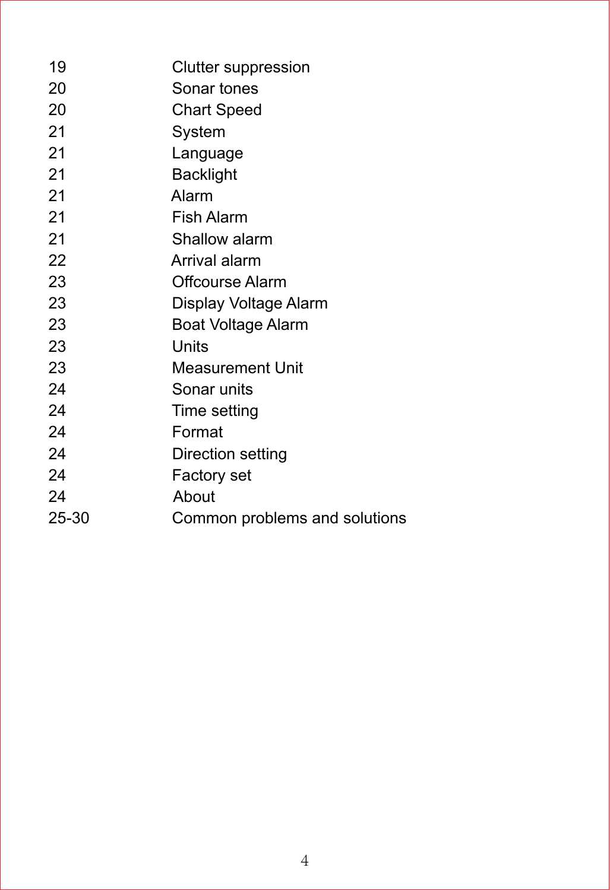| | |
|---|---|
| 19 | Clutter suppression |
| 20 | Sonar tones |
| 20 | Chart Speed |
| 21 | System |
| 21 | Language |
| 21 | Backlight |
| 21 | Alarm |
| 21 | Fish Alarm |
| 21 | Shallow alarm |
| 22 | Arrival alarm |
| 23 | Offcourse Alarm |
| 23 | Display Voltage Alarm |
| 23 | Boat Voltage Alarm |
| 23 | Units |
| 23 | Measurement Unit |
| 24 | Sonar units |
| 24 | Time setting |
| 24 | Format |
| 24 | Direction setting |
| 24 | Factory set |
| 24 | About |
| 25-30 | Common problems and solutions |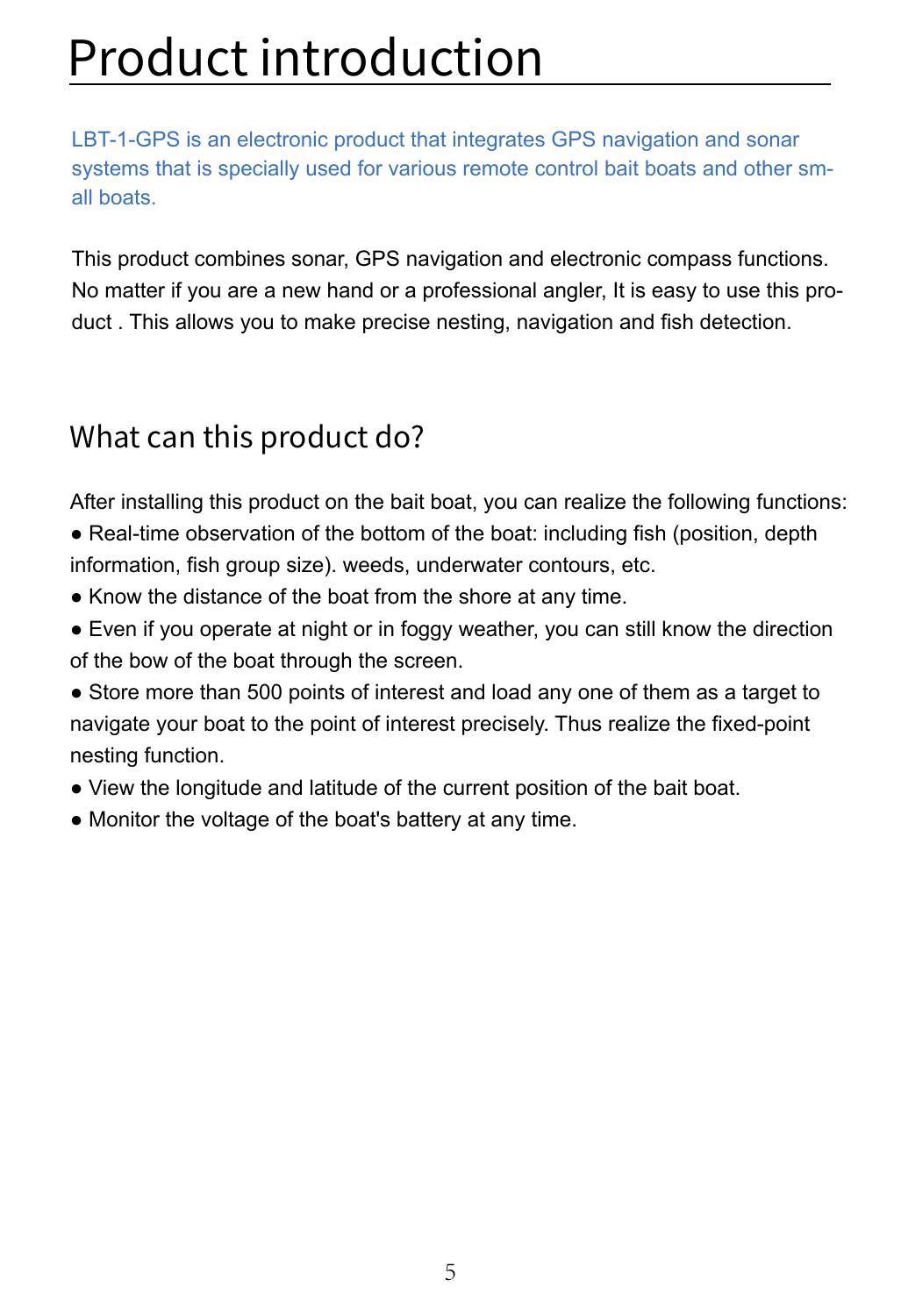# Product introduction

LBT-1-GPS is an electronic product that integrates GPS navigation and sonar systems that is specially used for various remote control bait boats and other small boats.

This product combines sonar, GPS navigation and electronic compass functions. No matter if you are a new hand or a professional angler, It is easy to use this product . This allows you to make precise nesting, navigation and fish detection.

## What can this product do?

After installing this product on the bait boat, you can realize the following functions:

- Real-time observation of the bottom of the boat: including fish (position, depth information, fish group size). weeds, underwater contours, etc.
- Know the distance of the boat from the shore at any time.
- Even if you operate at night or in foggy weather, you can still know the direction of the bow of the boat through the screen.
- Store more than 500 points of interest and load any one of them as a target to navigate your boat to the point of interest precisely. Thus realize the fixed-point nesting function.
- View the longitude and latitude of the current position of the bait boat.
- Monitor the voltage of the boat's battery at any time.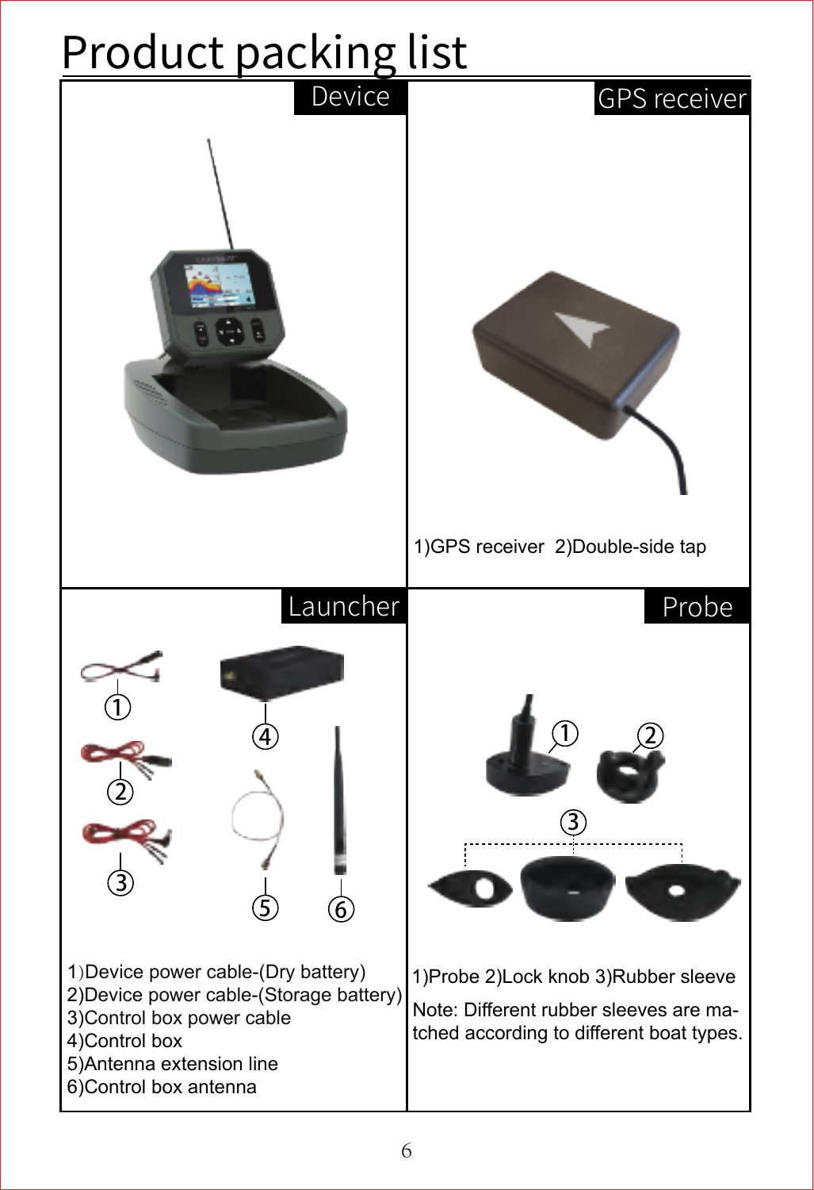# Product packing list

## Device

## GPS receiver

1)GPS receiver 2)Double-side tap

## Launcher

1)Device power cable-(Dry battery)
2)Device power cable-(Storage battery)
3)Control box power cable
4)Control box
5)Antenna extension line
6)Control box antenna

## Probe

1)Probe 2)Lock knob 3)Rubber sleeve

Note: Different rubber sleeves are ma-tched according to different boat types.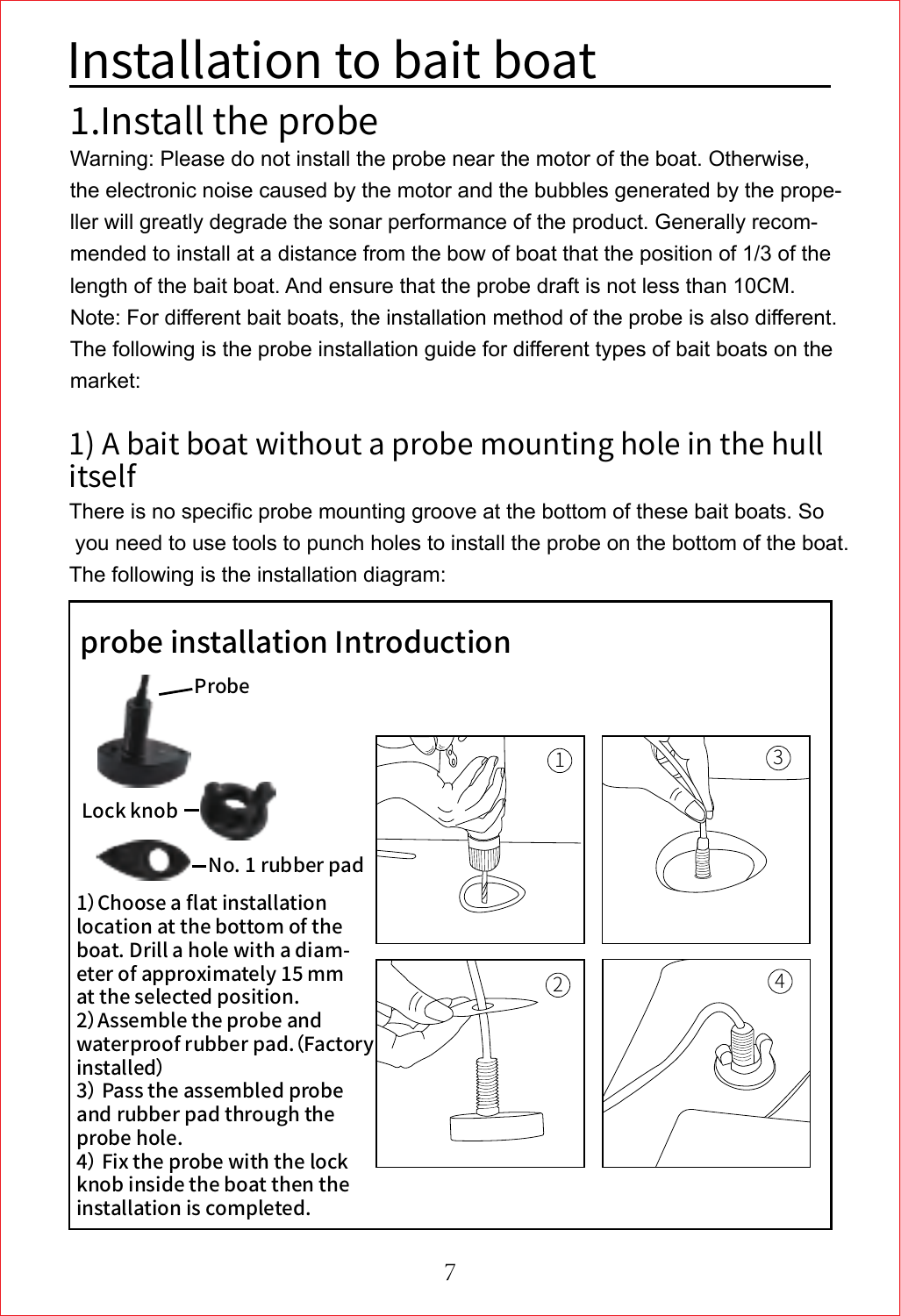# Installation to bait boat

## 1.Install the probe

Warning: Please do not install the probe near the motor of the boat. Otherwise, the electronic noise caused by the motor and the bubbles generated by the propeller will greatly degrade the sonar performance of the product. Generally recommended to install at a distance from the bow of boat that the position of 1/3 of the length of the bait boat. And ensure that the probe draft is not less than 10CM.
Note: For different bait boats, the installation method of the probe is also different. The following is the probe installation guide for different types of bait boats on the market:

### 1) A bait boat without a probe mounting hole in the hull itself

There is no specific probe mounting groove at the bottom of these bait boats. So you need to use tools to punch holes to install the probe on the bottom of the boat. The following is the installation diagram:

**probe installation Introduction**

Probe

Lock knob

No. 1 rubber pad

1) Choose a flat installation location at the bottom of the boat. Drill a hole with a diameter of approximately 15 mm at the selected position.
2) Assemble the probe and waterproof rubber pad. (Factory installed)
3) Pass the assembled probe and rubber pad through the probe hole.
4) Fix the probe with the lock knob inside the boat then the installation is completed.

①

②

③

④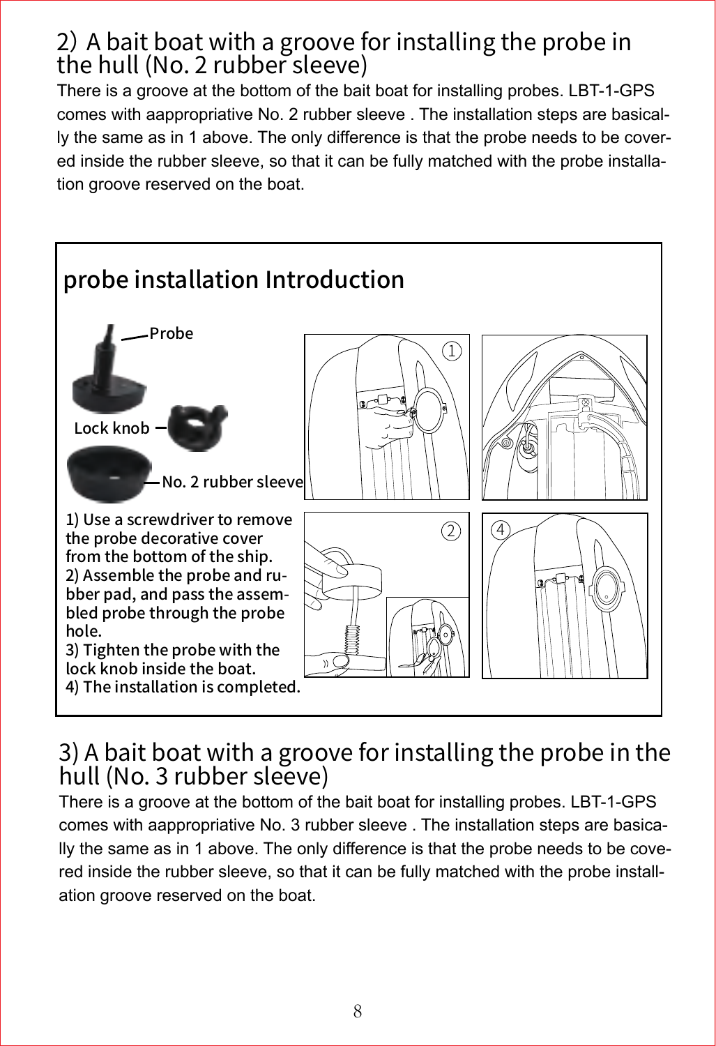## 2) A bait boat with a groove for installing the probe in the hull (No. 2 rubber sleeve)

There is a groove at the bottom of the bait boat for installing probes. LBT-1-GPS comes with aappropriative No. 2 rubber sleeve . The installation steps are basically the same as in 1 above. The only difference is that the probe needs to be covered inside the rubber sleeve, so that it can be fully matched with the probe installation groove reserved on the boat.

### probe installation Introduction

Probe

Lock knob

No. 2 rubber sleeve

1) Use a screwdriver to remove the probe decorative cover from the bottom of the ship.
2) Assemble the probe and rubber pad, and pass the assembled probe through the probe hole.
3) Tighten the probe with the lock knob inside the boat.
4) The installation is completed.

## 3) A bait boat with a groove for installing the probe in the hull (No. 3 rubber sleeve)

There is a groove at the bottom of the bait boat for installing probes. LBT-1-GPS comes with aappropriative No. 3 rubber sleeve . The installation steps are basically the same as in 1 above. The only difference is that the probe needs to be covered inside the rubber sleeve, so that it can be fully matched with the probe installation groove reserved on the boat.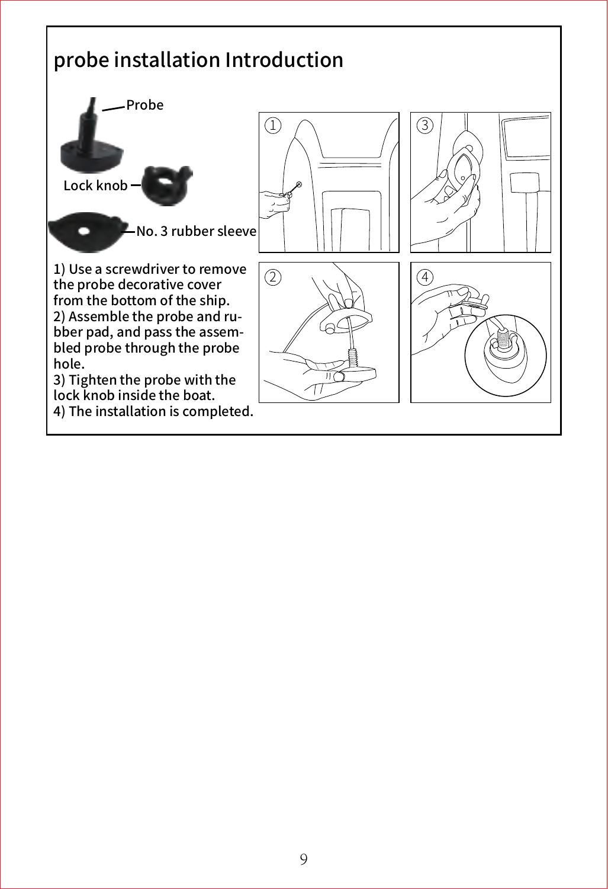# probe installation Introduction

Probe

Lock knob

No. 3 rubber sleeve

1) Use a screwdriver to remove the probe decorative cover from the bottom of the ship.
2) Assemble the probe and rubber pad, and pass the assembled probe through the probe hole.
3) Tighten the probe with the lock knob inside the boat.
4) The installation is completed.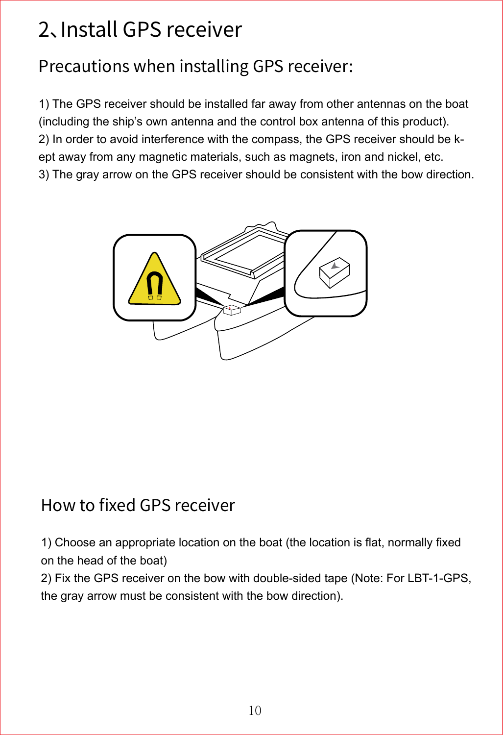# 2、Install GPS receiver

## Precautions when installing GPS receiver:

1) The GPS receiver should be installed far away from other antennas on the boat (including the ship's own antenna and the control box antenna of this product).
2) In order to avoid interference with the compass, the GPS receiver should be k-ept away from any magnetic materials, such as magnets, iron and nickel, etc.
3) The gray arrow on the GPS receiver should be consistent with the bow direction.

## How to fixed GPS receiver

1) Choose an appropriate location on the boat (the location is flat, normally fixed on the head of the boat)
2) Fix the GPS receiver on the bow with double-sided tape (Note: For LBT-1-GPS, the gray arrow must be consistent with the bow direction).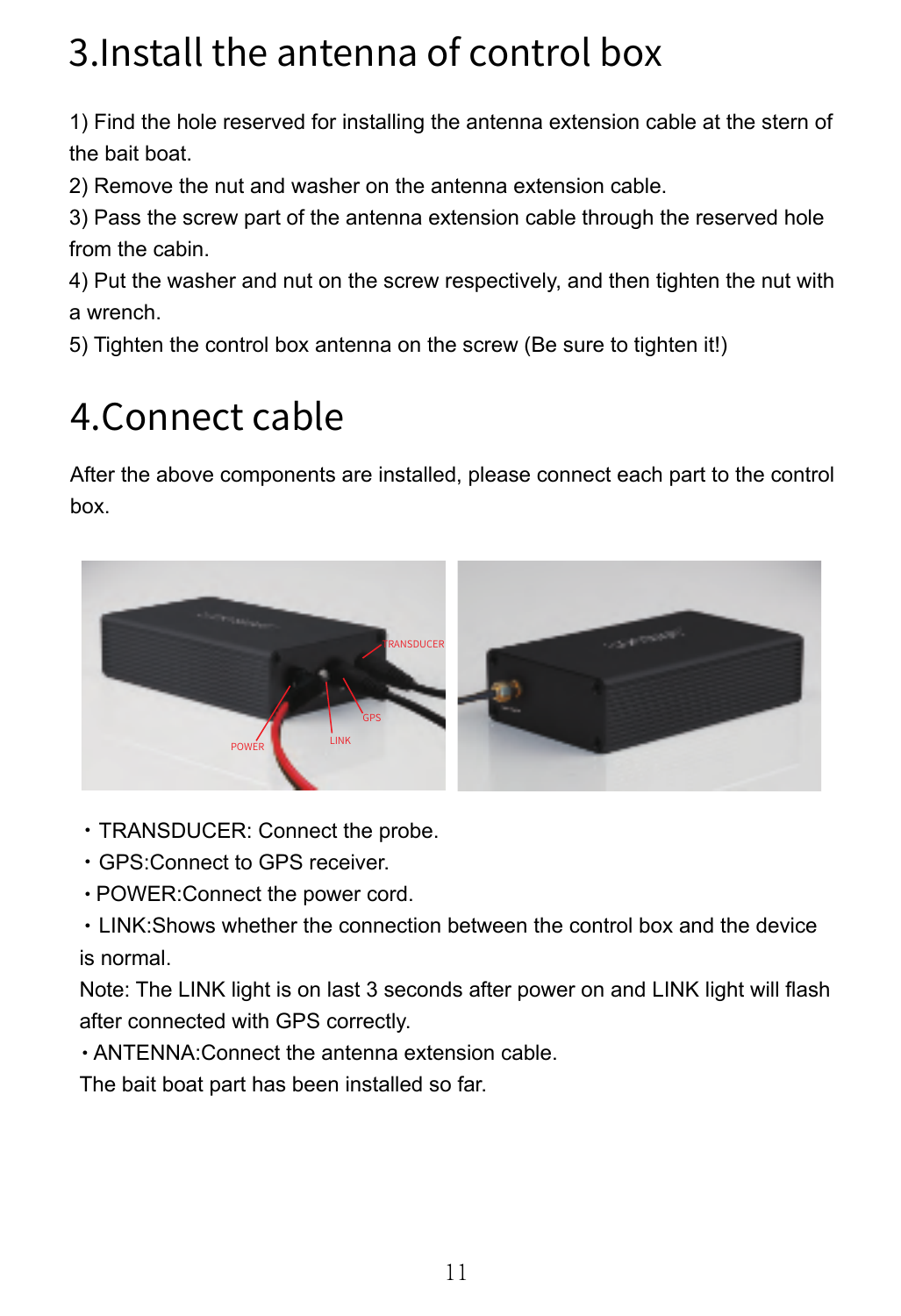# 3.Install the antenna of control box

1) Find the hole reserved for installing the antenna extension cable at the stern of the bait boat.
2) Remove the nut and washer on the antenna extension cable.
3) Pass the screw part of the antenna extension cable through the reserved hole from the cabin.
4) Put the washer and nut on the screw respectively, and then tighten the nut with a wrench.
5) Tighten the control box antenna on the screw (Be sure to tighten it!)

# 4.Connect cable

After the above components are installed, please connect each part to the control box.

・TRANSDUCER: Connect the probe.
・GPS:Connect to GPS receiver.
・POWER:Connect the power cord.
・LINK:Shows whether the connection between the control box and the device is normal.
Note: The LINK light is on last 3 seconds after power on and LINK light will flash after connected with GPS correctly.
・ANTENNA:Connect the antenna extension cable.
The bait boat part has been installed so far.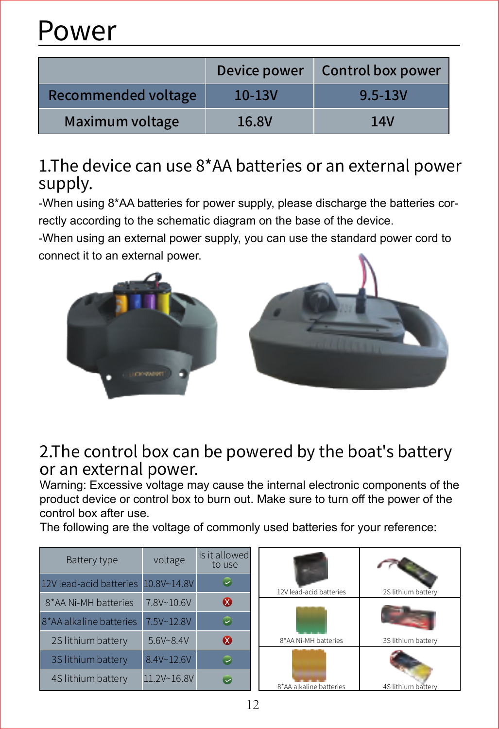# Power

| | Device power | Control box power |
|---|---|---|
| Recommended voltage | 10-13V | 9.5-13V |
| Maximum voltage | 16.8V | 14V |

## 1.The device can use 8*AA batteries or an external power supply.

-When using 8*AA batteries for power supply, please discharge the batteries correctly according to the schematic diagram on the base of the device.

-When using an external power supply, you can use the standard power cord to connect it to an external power.

## 2.The control box can be powered by the boat's battery or an external power.

Warning: Excessive voltage may cause the internal electronic components of the product device or control box to burn out. Make sure to turn off the power of the control box after use.

The following are the voltage of commonly used batteries for your reference:

| Battery type | voltage | Is it allowed to use |
|---|---|---|
| 12V lead-acid batteries | 10.8V~14.8V | ✓ |
| 8*AA Ni-MH batteries | 7.8V~10.6V | ✗ |
| 8*AA alkaline batteries | 7.5V~12.8V | ✓ |
| 2S lithium battery | 5.6V~8.4V | ✗ |
| 3S lithium battery | 8.4V~12.6V | ✓ |
| 4S lithium battery | 11.2V~16.8V | ✓ |

| | |
|---|---|
| 12V lead-acid batteries | 2S lithium battery |
| 8*AA Ni-MH batteries | 3S lithium battery |
| 8*AA alkaline batteries | 4S lithium battery |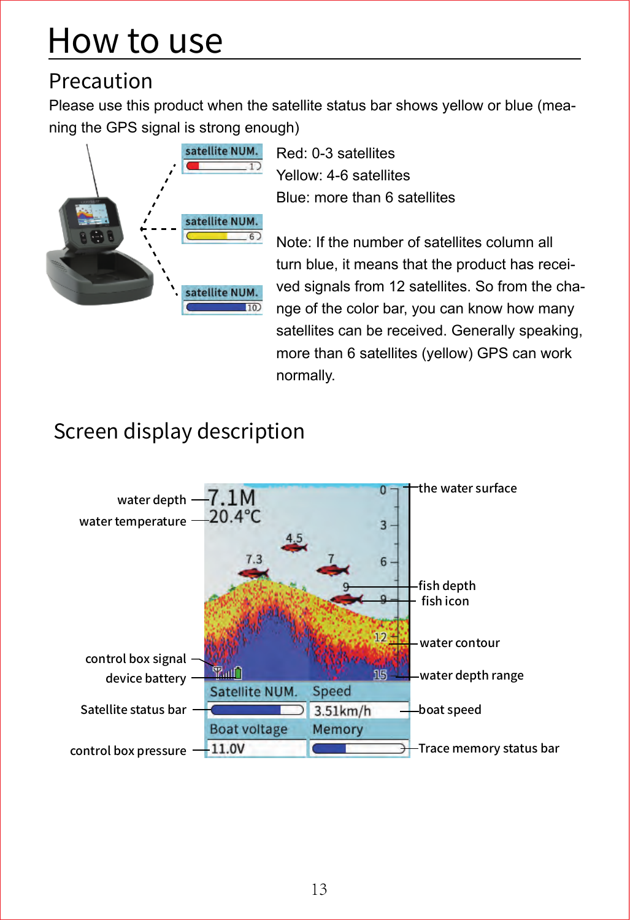# How to use

## Precaution

Please use this product when the satellite status bar shows yellow or blue (meaning the GPS signal is strong enough)

Red: 0-3 satellites
Yellow: 4-6 satellites
Blue: more than 6 satellites

Note: If the number of satellites column all turn blue, it means that the product has received signals from 12 satellites. So from the change of the color bar, you can know how many satellites can be received. Generally speaking, more than 6 satellites (yellow) GPS can work normally.

## Screen display description

- water depth
- water temperature
- control box signal
- device battery
- Satellite status bar
- control box pressure
- the water surface
- fish depth
- fish icon
- water contour
- water depth range
- boat speed
- Trace memory status bar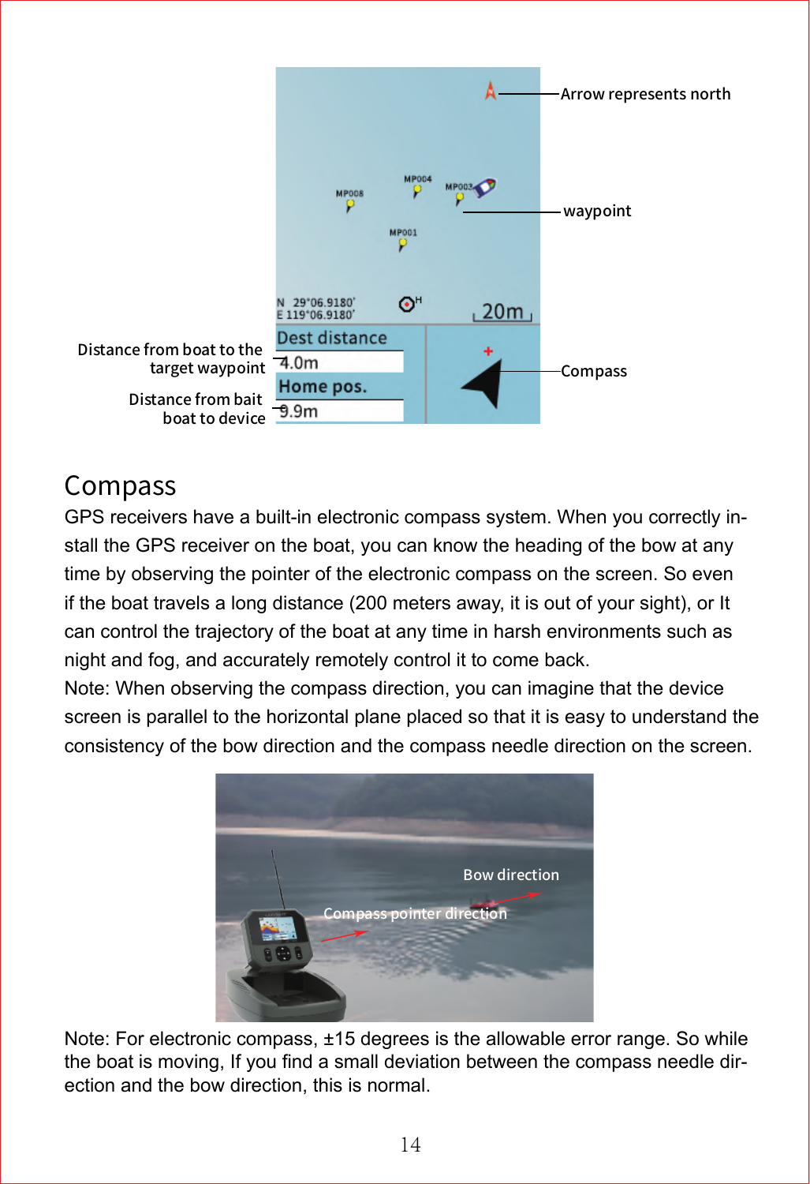## Compass

GPS receivers have a built-in electronic compass system. When you correctly install the GPS receiver on the boat, you can know the heading of the bow at any time by observing the pointer of the electronic compass on the screen. So even if the boat travels a long distance (200 meters away, it is out of your sight), or It can control the trajectory of the boat at any time in harsh environments such as night and fog, and accurately remotely control it to come back.

Note: When observing the compass direction, you can imagine that the device screen is parallel to the horizontal plane placed so that it is easy to understand the consistency of the bow direction and the compass needle direction on the screen.

Note: For electronic compass, ±15 degrees is the allowable error range. So while the boat is moving, If you find a small deviation between the compass needle direction and the bow direction, this is normal.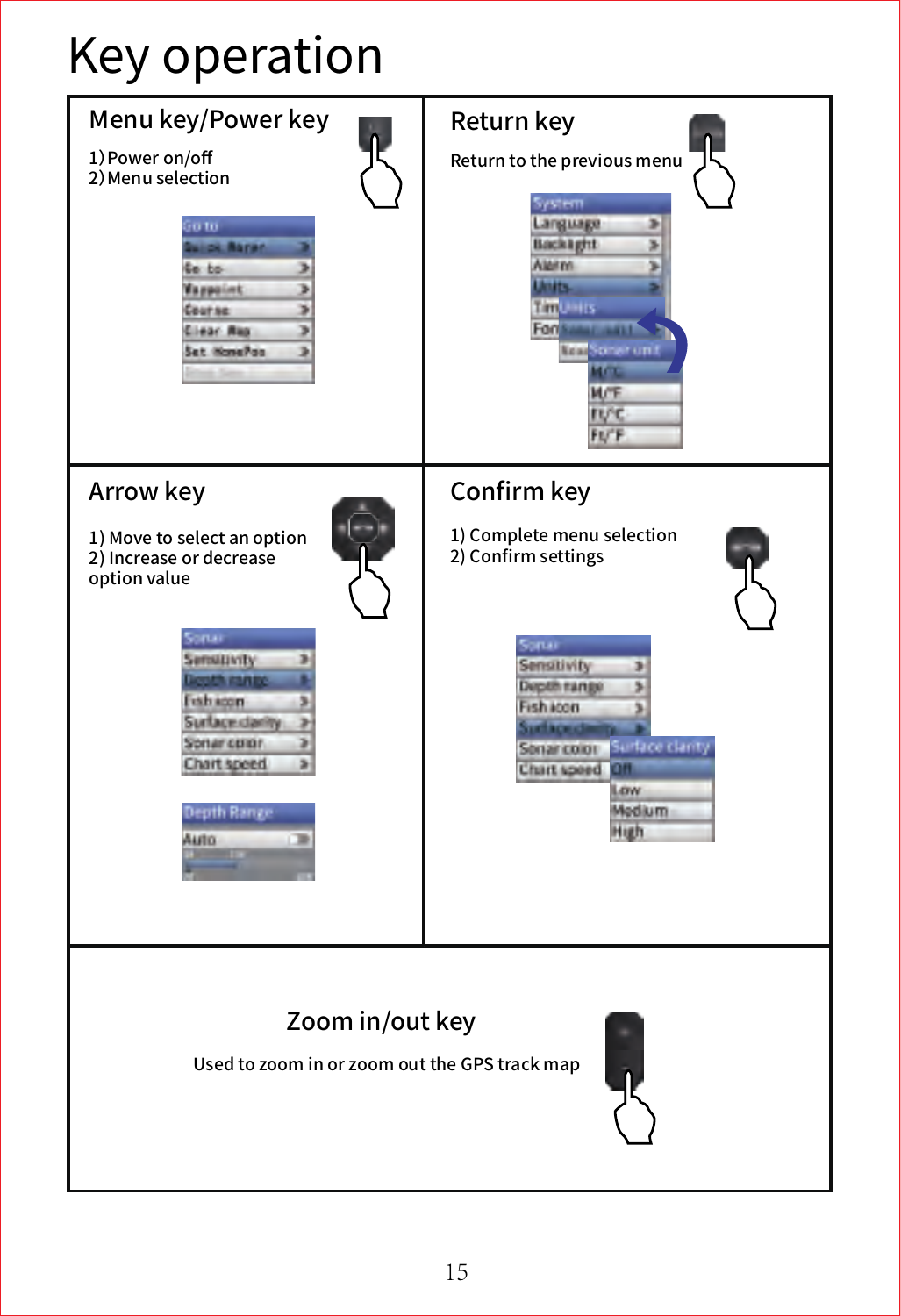# Key operation

## Menu key/Power key

1) Power on/off
2) Menu selection

## Return key

Return to the previous menu

## Arrow key

1) Move to select an option
2) Increase or decrease option value

## Confirm key

1) Complete menu selection
2) Confirm settings

## Zoom in/out key

Used to zoom in or zoom out the GPS track map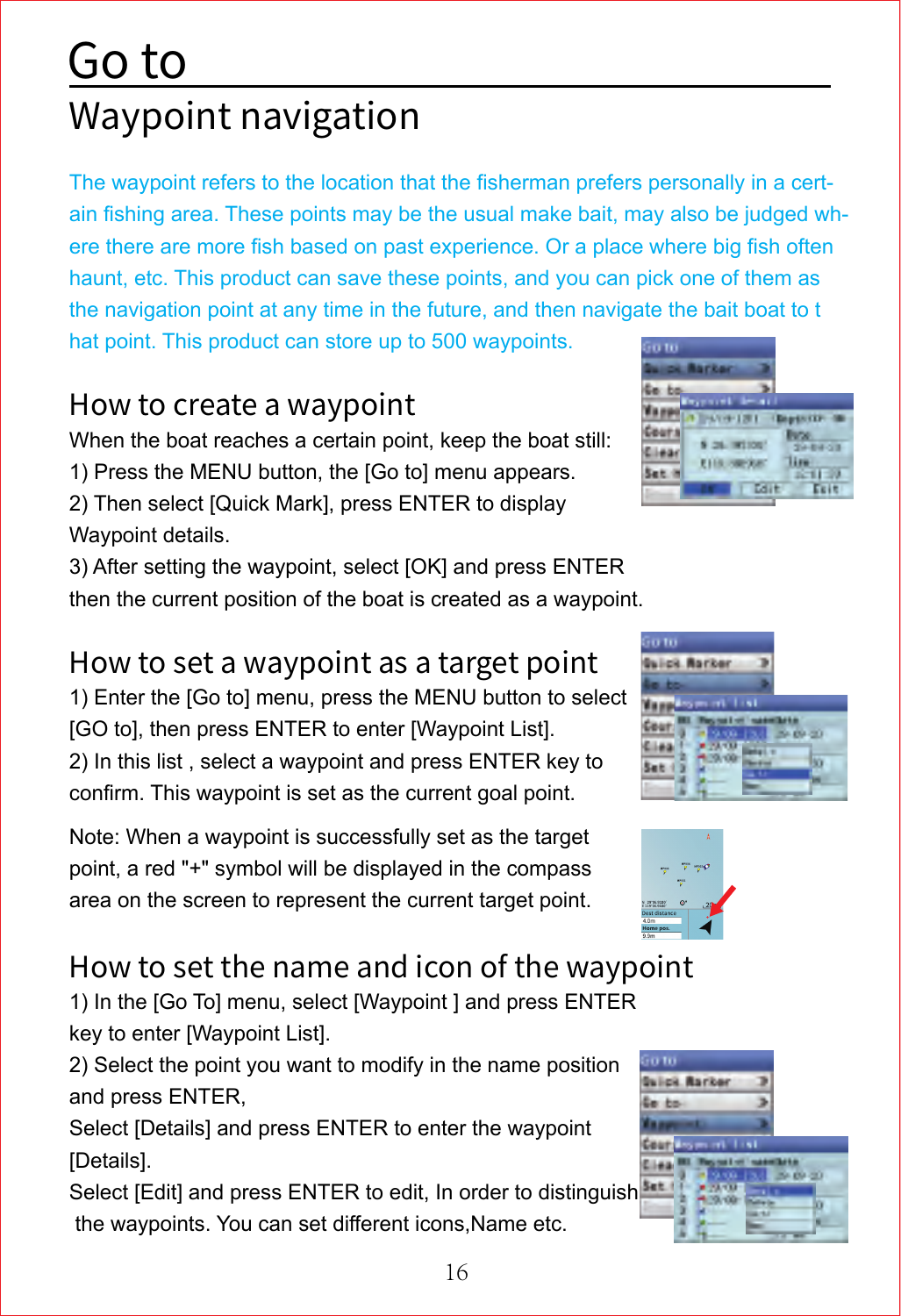# Go to

## Waypoint navigation

The waypoint refers to the location that the fisherman prefers personally in a certain fishing area. These points may be the usual make bait, may also be judged where there are more fish based on past experience. Or a place where big fish often haunt, etc. This product can save these points, and you can pick one of them as the navigation point at any time in the future, and then navigate the bait boat to that point. This product can store up to 500 waypoints.

### How to create a waypoint

When the boat reaches a certain point, keep the boat still:

1) Press the MENU button, the [Go to] menu appears.

2) Then select [Quick Mark], press ENTER to display Waypoint details.

3) After setting the waypoint, select [OK] and press ENTER then the current position of the boat is created as a waypoint.

### How to set a waypoint as a target point

1) Enter the [Go to] menu, press the MENU button to select [GO to], then press ENTER to enter [Waypoint List].

2) In this list , select a waypoint and press ENTER key to confirm. This waypoint is set as the current goal point.

Note: When a waypoint is successfully set as the target point, a red "+" symbol will be displayed in the compass area on the screen to represent the current target point.

### How to set the name and icon of the waypoint

1) In the [Go To] menu, select [Waypoint ] and press ENTER key to enter [Waypoint List].

2) Select the point you want to modify in the name position and press ENTER,

Select [Details] and press ENTER to enter the waypoint [Details].

Select [Edit] and press ENTER to edit, In order to distinguish the waypoints. You can set different icons,Name etc.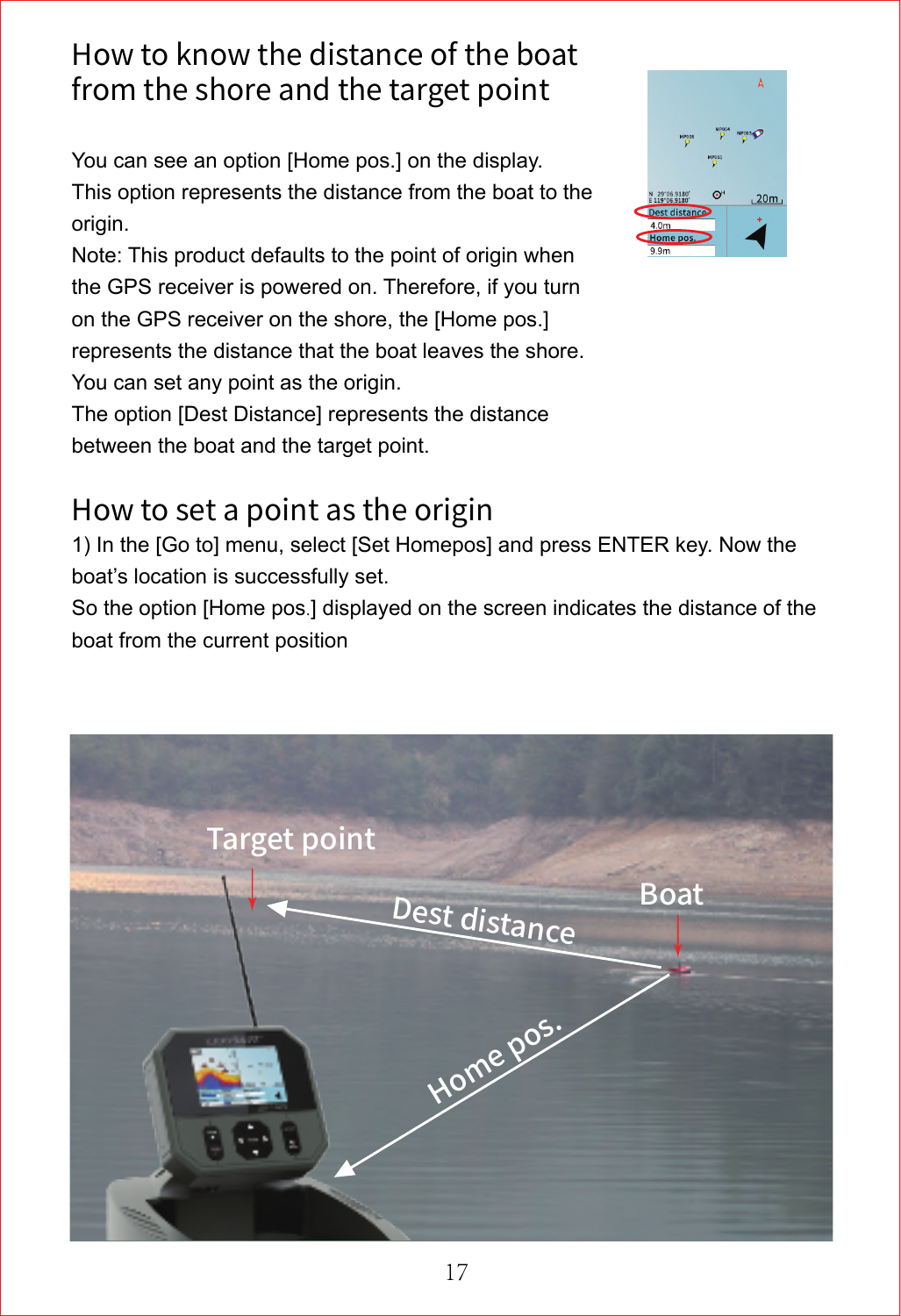# How to know the distance of the boat from the shore and the target point

You can see an option [Home pos.] on the display.
This option represents the distance from the boat to the origin.
Note: This product defaults to the point of origin when the GPS receiver is powered on. Therefore, if you turn on the GPS receiver on the shore, the [Home pos.] represents the distance that the boat leaves the shore.
You can set any point as the origin.
The option [Dest Distance] represents the distance between the boat and the target point.

# How to set a point as the origin

1) In the [Go to] menu, select [Set Homepos] and press ENTER key. Now the boat's location is successfully set.
So the option [Home pos.] displayed on the screen indicates the distance of the boat from the current position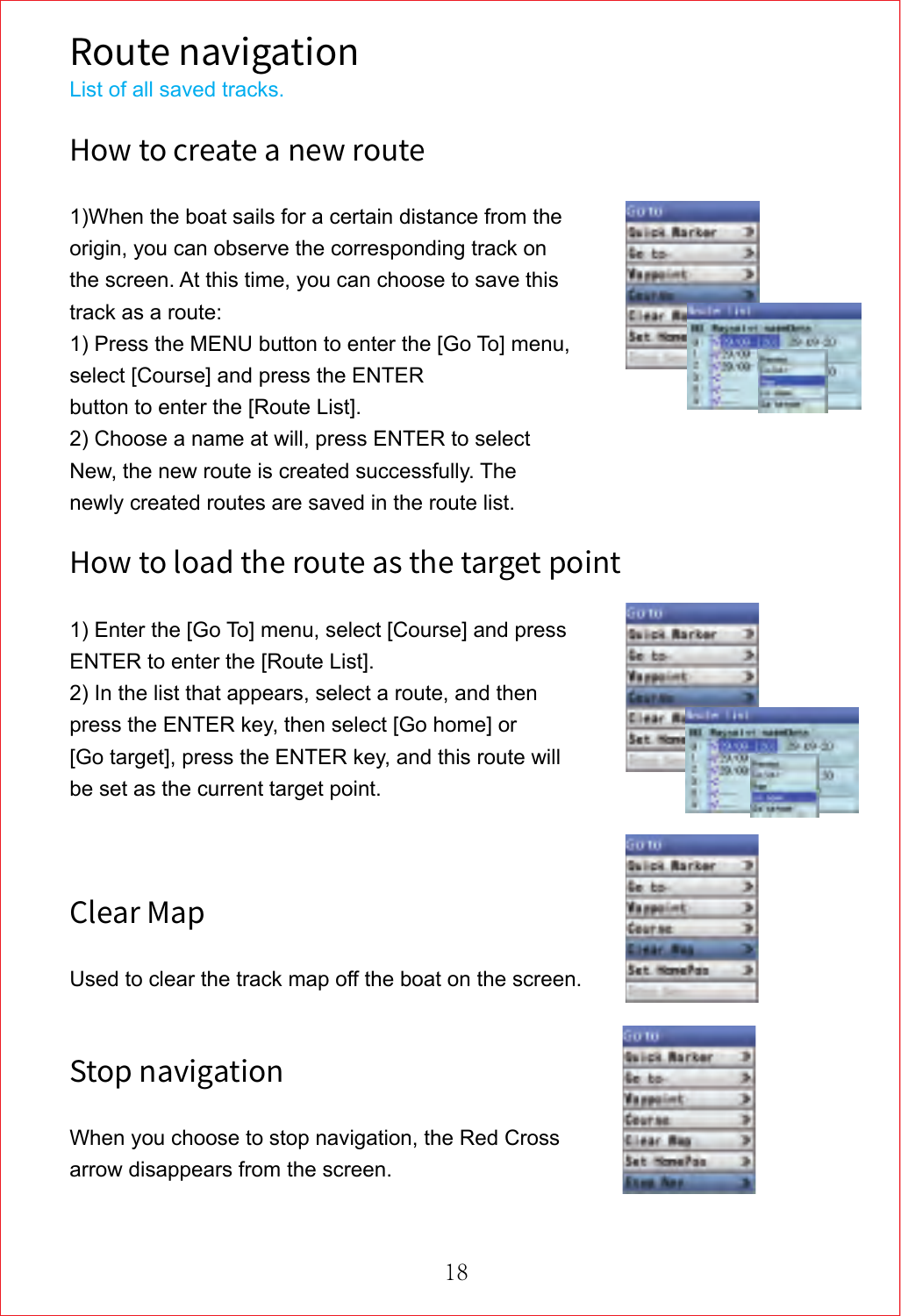# Route navigation

List of all saved tracks.

## How to create a new route

1)When the boat sails for a certain distance from the origin, you can observe the corresponding track on the screen. At this time, you can choose to save this track as a route:

1) Press the MENU button to enter the [Go To] menu, select [Course] and press the ENTER button to enter the [Route List].

2) Choose a name at will, press ENTER to select New, the new route is created successfully. The newly created routes are saved in the route list.

## How to load the route as the target point

1) Enter the [Go To] menu, select [Course] and press ENTER to enter the [Route List].

2) In the list that appears, select a route, and then press the ENTER key, then select [Go home] or [Go target], press the ENTER key, and this route will be set as the current target point.

## Clear Map

Used to clear the track map off the boat on the screen.

## Stop navigation

When you choose to stop navigation, the Red Cross arrow disappears from the screen.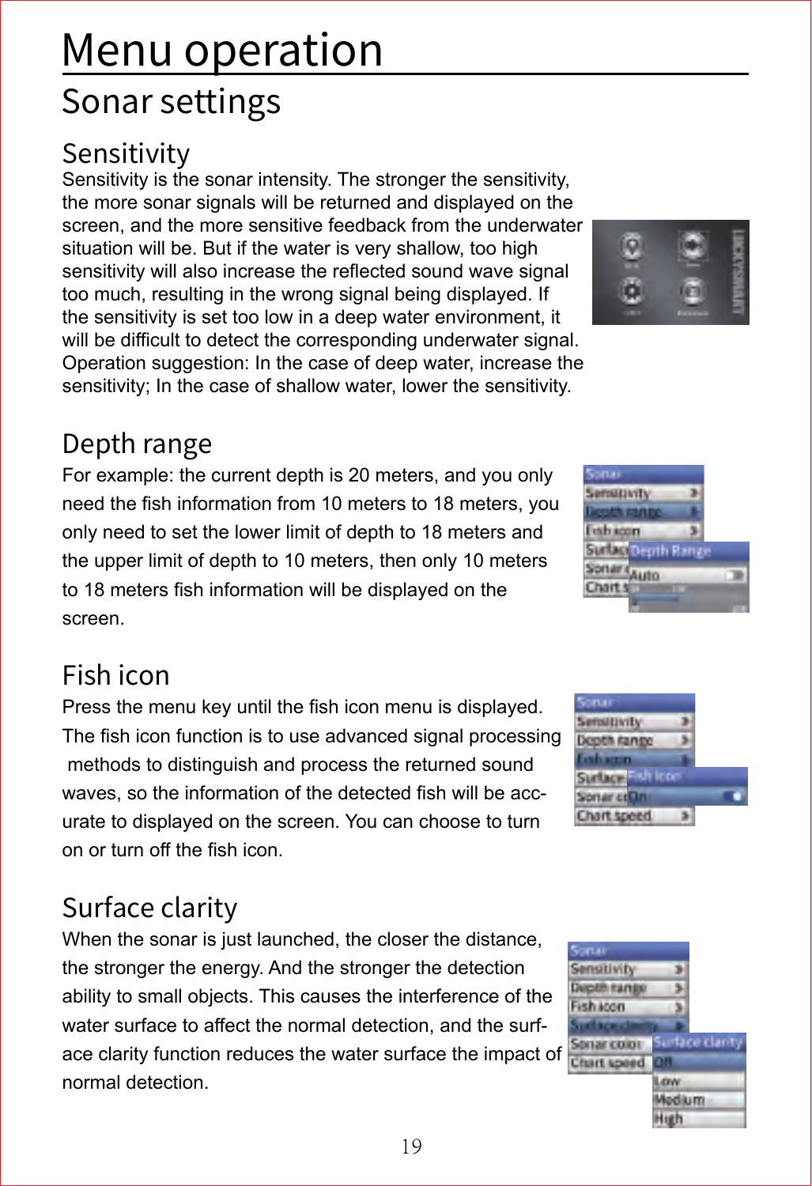# Menu operation

## Sonar settings

### Sensitivity

Sensitivity is the sonar intensity. The stronger the sensitivity, the more sonar signals will be returned and displayed on the screen, and the more sensitive feedback from the underwater situation will be. But if the water is very shallow, too high sensitivity will also increase the reflected sound wave signal too much, resulting in the wrong signal being displayed. If the sensitivity is set too low in a deep water environment, it will be difficult to detect the corresponding underwater signal. Operation suggestion: In the case of deep water, increase the sensitivity; In the case of shallow water, lower the sensitivity.

### Depth range

For example: the current depth is 20 meters, and you only need the fish information from 10 meters to 18 meters, you only need to set the lower limit of depth to 18 meters and the upper limit of depth to 10 meters, then only 10 meters to 18 meters fish information will be displayed on the screen.

### Fish icon

Press the menu key until the fish icon menu is displayed. The fish icon function is to use advanced signal processing methods to distinguish and process the returned sound waves, so the information of the detected fish will be accurate to displayed on the screen. You can choose to turn on or turn off the fish icon.

### Surface clarity

When the sonar is just launched, the closer the distance, the stronger the energy. And the stronger the detection ability to small objects. This causes the interference of the water surface to affect the normal detection, and the surface clarity function reduces the water surface the impact of normal detection.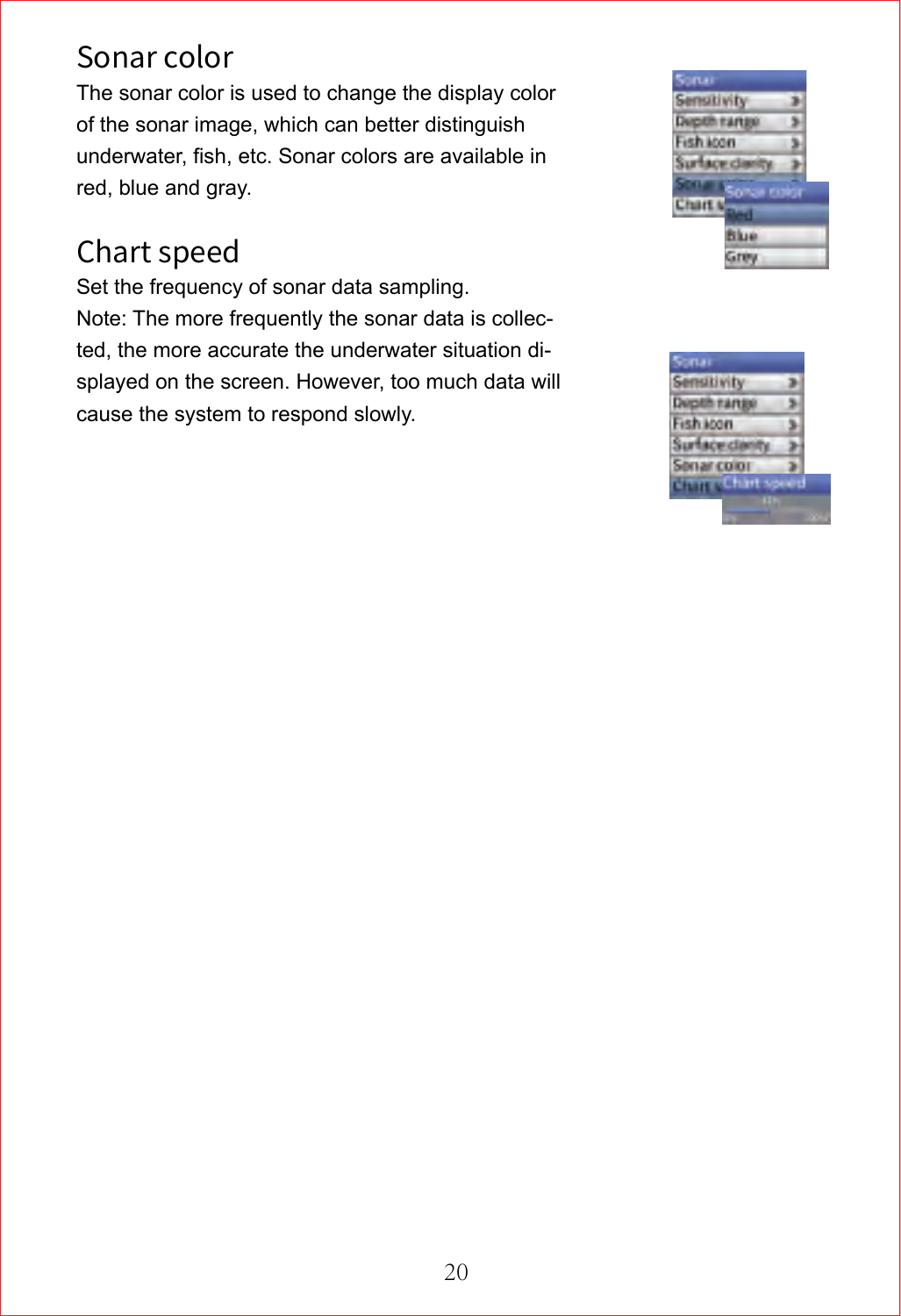## Sonar color

The sonar color is used to change the display color of the sonar image, which can better distinguish underwater, fish, etc. Sonar colors are available in red, blue and gray.

## Chart speed

Set the frequency of sonar data sampling.

Note: The more frequently the sonar data is collected, the more accurate the underwater situation displayed on the screen. However, too much data will cause the system to respond slowly.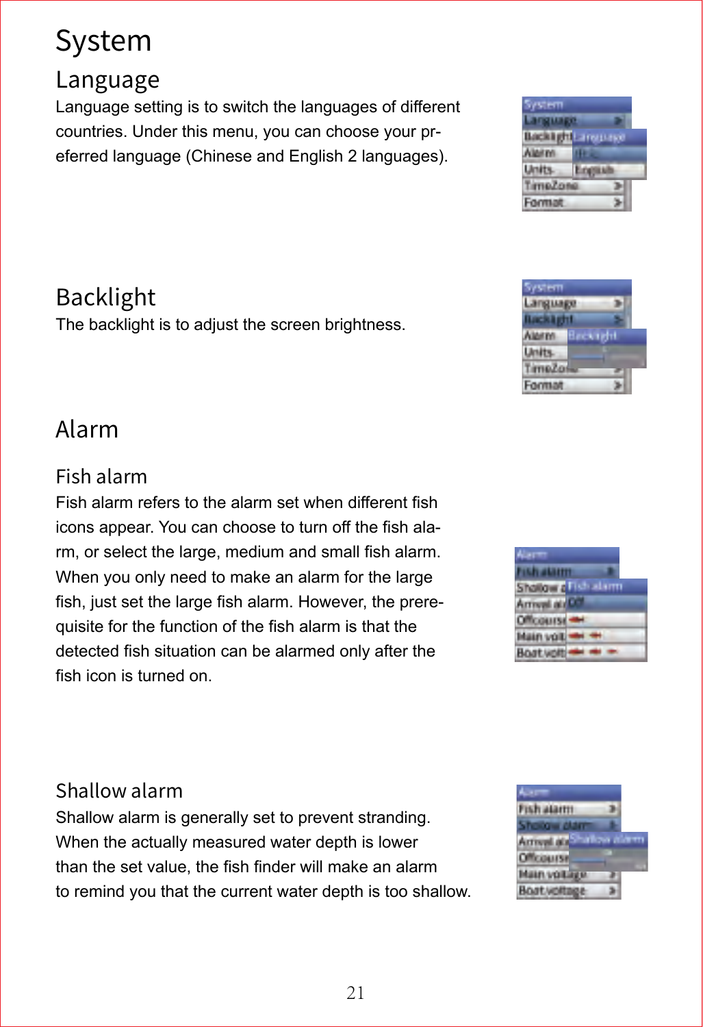# System

## Language

Language setting is to switch the languages of different countries. Under this menu, you can choose your preferred language (Chinese and English 2 languages).

## Backlight

The backlight is to adjust the screen brightness.

## Alarm

### Fish alarm

Fish alarm refers to the alarm set when different fish icons appear. You can choose to turn off the fish alarm, or select the large, medium and small fish alarm. When you only need to make an alarm for the large fish, just set the large fish alarm. However, the prerequisite for the function of the fish alarm is that the detected fish situation can be alarmed only after the fish icon is turned on.

### Shallow alarm

Shallow alarm is generally set to prevent stranding. When the actually measured water depth is lower than the set value, the fish finder will make an alarm to remind you that the current water depth is too shallow.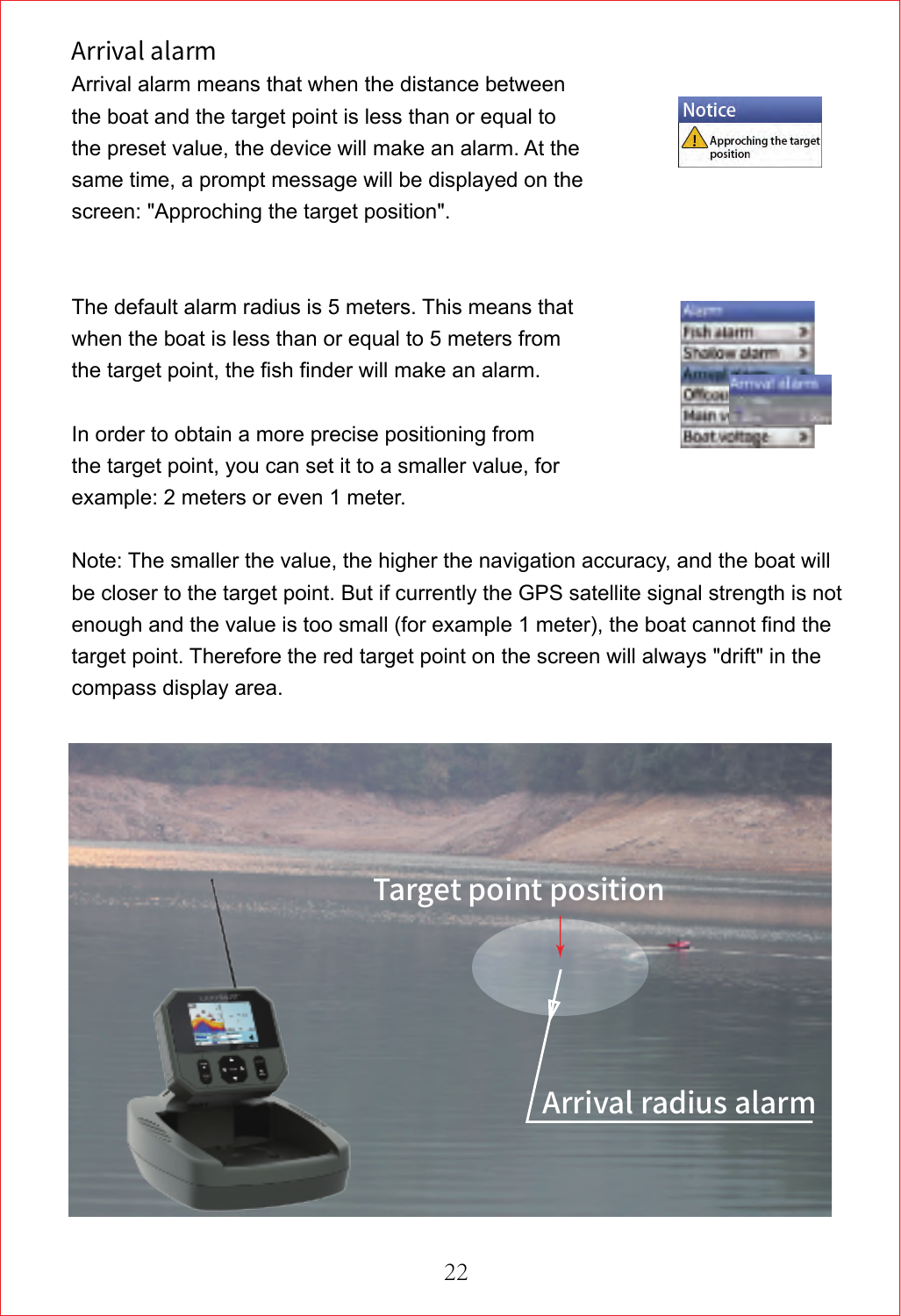## Arrival alarm

Arrival alarm means that when the distance between the boat and the target point is less than or equal to the preset value, the device will make an alarm. At the same time, a prompt message will be displayed on the screen: "Approching the target position".

The default alarm radius is 5 meters. This means that when the boat is less than or equal to 5 meters from the target point, the fish finder will make an alarm.

In order to obtain a more precise positioning from the target point, you can set it to a smaller value, for example: 2 meters or even 1 meter.

Note: The smaller the value, the higher the navigation accuracy, and the boat will be closer to the target point. But if currently the GPS satellite signal strength is not enough and the value is too small (for example 1 meter), the boat cannot find the target point. Therefore the red target point on the screen will always "drift" in the compass display area.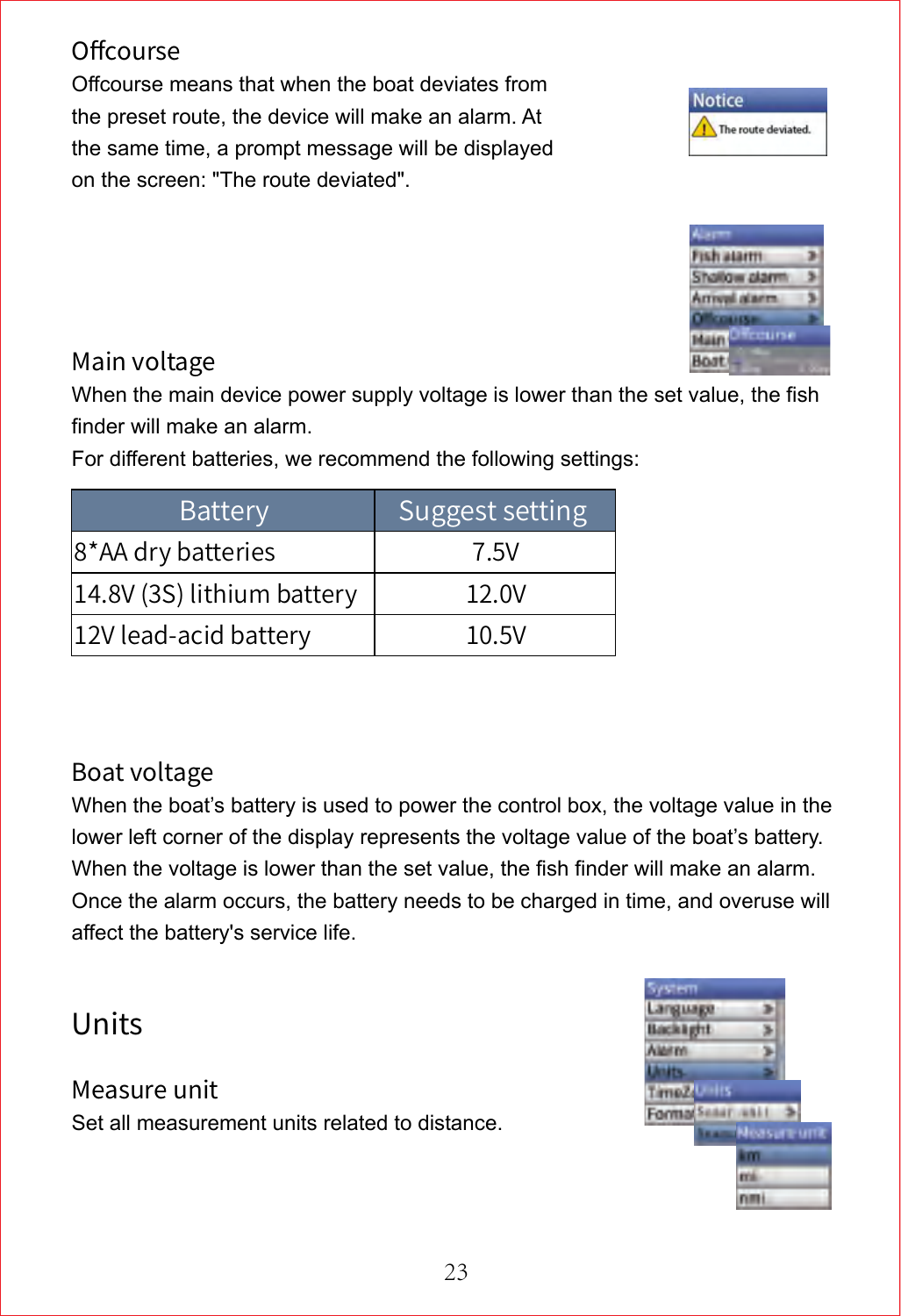### Offcourse

Offcourse means that when the boat deviates from the preset route, the device will make an alarm. At the same time, a prompt message will be displayed on the screen: "The route deviated".

### Main voltage

When the main device power supply voltage is lower than the set value, the fish finder will make an alarm.

For different batteries, we recommend the following settings:

| Battery | Suggest setting |
|---|---|
| 8*AA dry batteries | 7.5V |
| 14.8V (3S) lithium battery | 12.0V |
| 12V lead-acid battery | 10.5V |

### Boat voltage

When the boat's battery is used to power the control box, the voltage value in the lower left corner of the display represents the voltage value of the boat's battery. When the voltage is lower than the set value, the fish finder will make an alarm. Once the alarm occurs, the battery needs to be charged in time, and overuse will affect the battery's service life.

## Units

### Measure unit

Set all measurement units related to distance.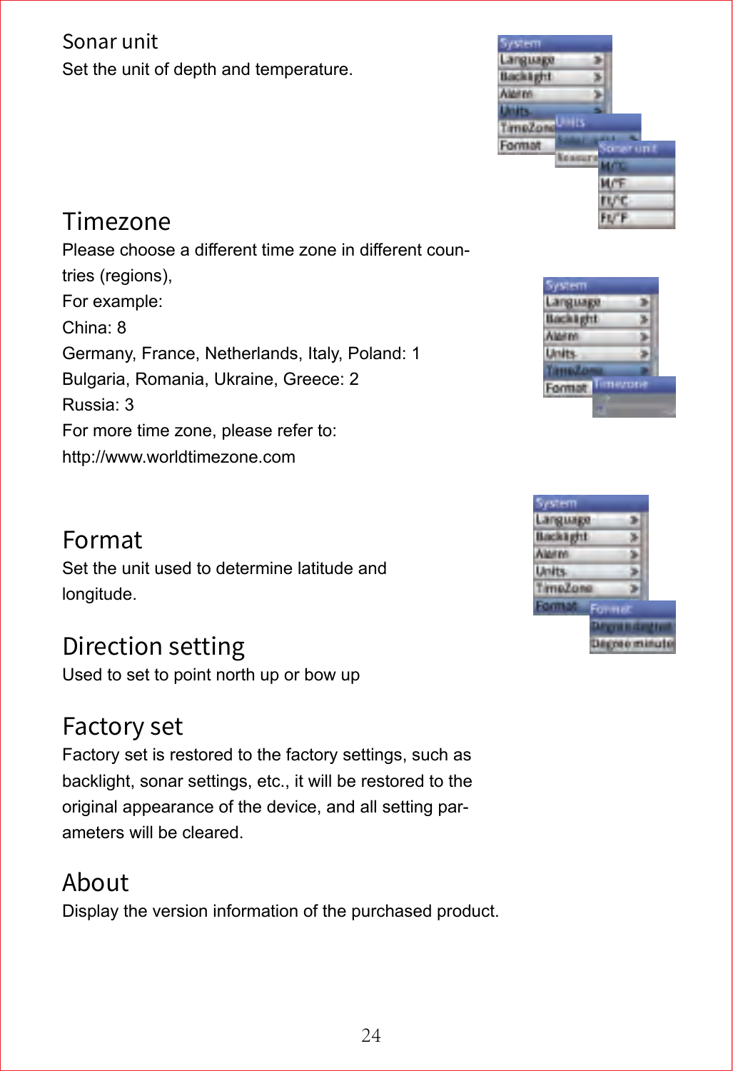## Sonar unit

Set the unit of depth and temperature.

## Timezone

Please choose a different time zone in different countries (regions),

For example:

China: 8

Germany, France, Netherlands, Italy, Poland: 1

Bulgaria, Romania, Ukraine, Greece: 2

Russia: 3

For more time zone, please refer to:

http://www.worldtimezone.com

## Format

Set the unit used to determine latitude and longitude.

## Direction setting

Used to set to point north up or bow up

## Factory set

Factory set is restored to the factory settings, such as backlight, sonar settings, etc., it will be restored to the original appearance of the device, and all setting parameters will be cleared.

## About

Display the version information of the purchased product.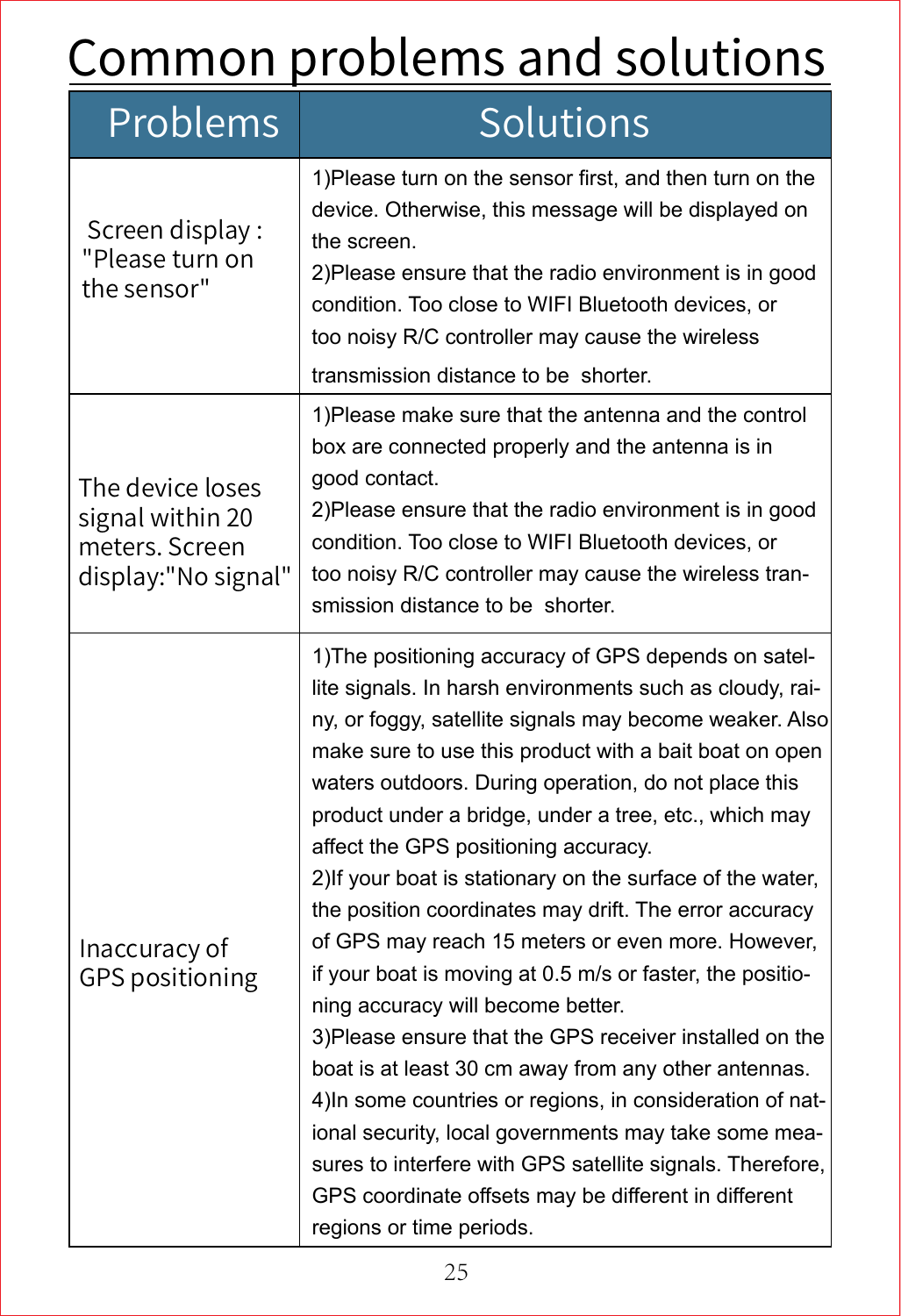# Common problems and solutions

| Problems | Solutions |
|---|---|
| Screen display : "Please turn on the sensor" | 1)Please turn on the sensor first, and then turn on the device. Otherwise, this message will be displayed on the screen.<br>2)Please ensure that the radio environment is in good condition. Too close to WIFI Bluetooth devices, or too noisy R/C controller may cause the wireless transmission distance to be shorter. |
| The device loses signal within 20 meters. Screen display:"No signal" | 1)Please make sure that the antenna and the control box are connected properly and the antenna is in good contact.<br>2)Please ensure that the radio environment is in good condition. Too close to WIFI Bluetooth devices, or too noisy R/C controller may cause the wireless transmission distance to be shorter. |
| Inaccuracy of GPS positioning | 1)The positioning accuracy of GPS depends on satellite signals. In harsh environments such as cloudy, rainy, or foggy, satellite signals may become weaker. Also make sure to use this product with a bait boat on open waters outdoors. During operation, do not place this product under a bridge, under a tree, etc., which may affect the GPS positioning accuracy.<br>2)If your boat is stationary on the surface of the water, the position coordinates may drift. The error accuracy of GPS may reach 15 meters or even more. However, if your boat is moving at 0.5 m/s or faster, the positioning accuracy will become better.<br>3)Please ensure that the GPS receiver installed on the boat is at least 30 cm away from any other antennas.<br>4)In some countries or regions, in consideration of national security, local governments may take some measures to interfere with GPS satellite signals. Therefore, GPS coordinate offsets may be different in different regions or time periods. |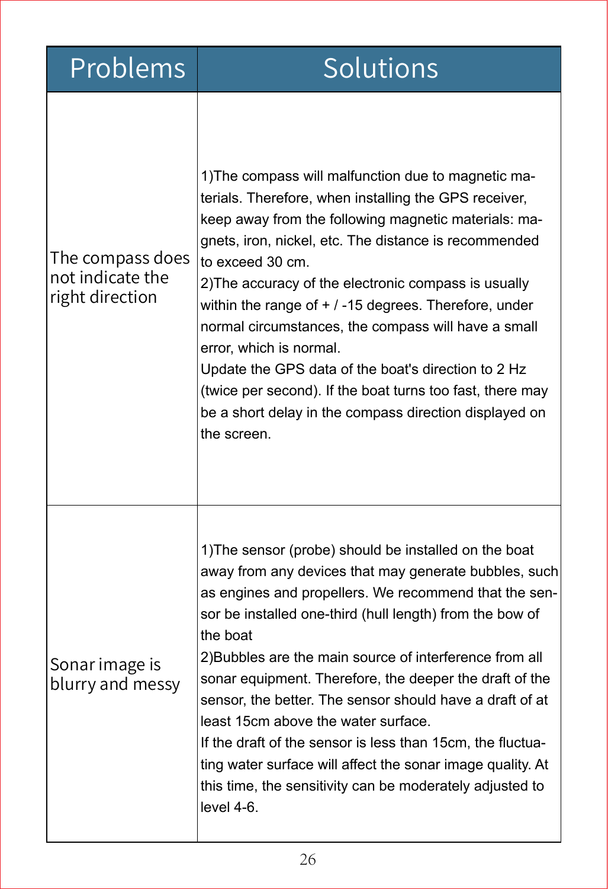| Problems | Solutions |
|---|---|
| The compass does not indicate the right direction | 1)The compass will malfunction due to magnetic materials. Therefore, when installing the GPS receiver, keep away from the following magnetic materials: magnets, iron, nickel, etc. The distance is recommended to exceed 30 cm.<br>2)The accuracy of the electronic compass is usually within the range of + / -15 degrees. Therefore, under normal circumstances, the compass will have a small error, which is normal.<br>Update the GPS data of the boat's direction to 2 Hz (twice per second). If the boat turns too fast, there may be a short delay in the compass direction displayed on the screen. |
| Sonar image is blurry and messy | 1)The sensor (probe) should be installed on the boat away from any devices that may generate bubbles, such as engines and propellers. We recommend that the sensor be installed one-third (hull length) from the bow of the boat<br>2)Bubbles are the main source of interference from all sonar equipment. Therefore, the deeper the draft of the sensor, the better. The sensor should have a draft of at least 15cm above the water surface.<br>If the draft of the sensor is less than 15cm, the fluctuating water surface will affect the sonar image quality. At this time, the sensitivity can be moderately adjusted to level 4-6. |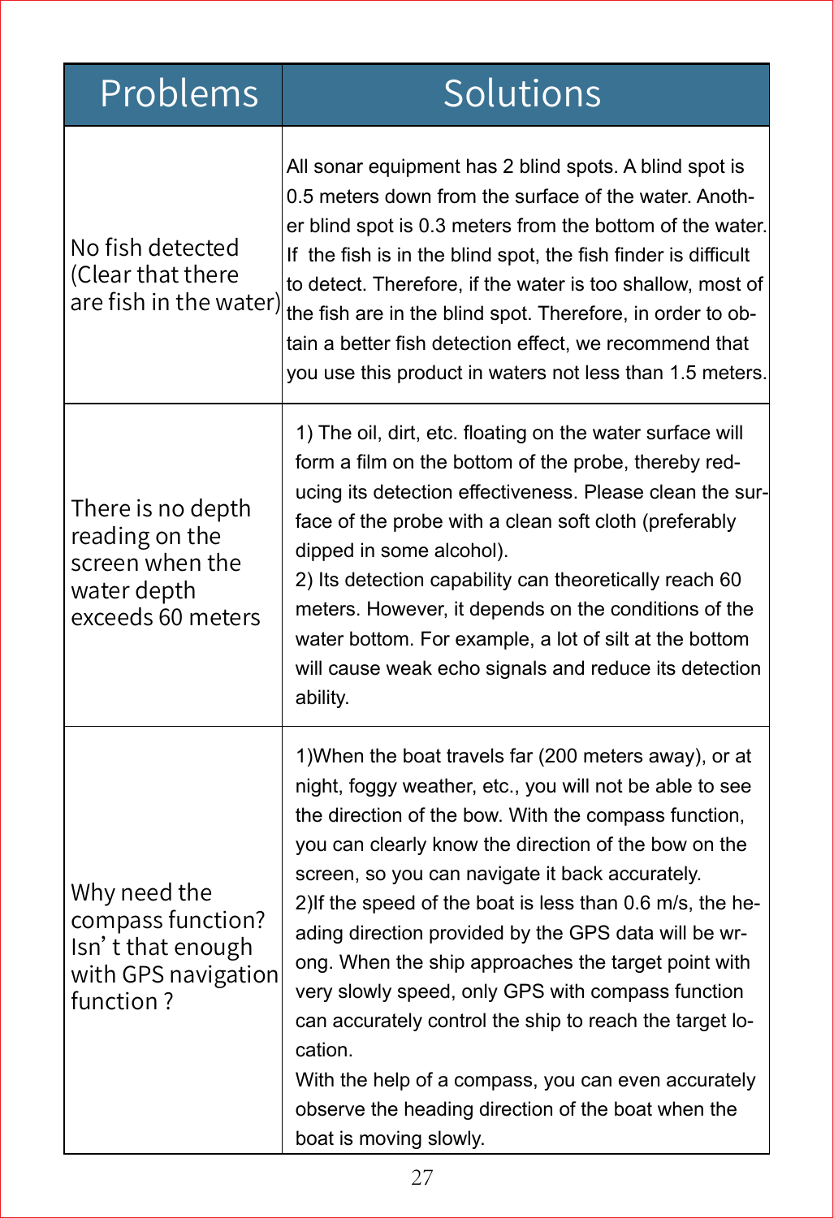| Problems | Solutions |
|---|---|
| No fish detected (Clear that there are fish in the water) | All sonar equipment has 2 blind spots. A blind spot is 0.5 meters down from the surface of the water. Another blind spot is 0.3 meters from the bottom of the water. If the fish is in the blind spot, the fish finder is difficult to detect. Therefore, if the water is too shallow, most of the fish are in the blind spot. Therefore, in order to obtain a better fish detection effect, we recommend that you use this product in waters not less than 1.5 meters. |
| There is no depth reading on the screen when the water depth exceeds 60 meters | 1) The oil, dirt, etc. floating on the water surface will form a film on the bottom of the probe, thereby reducing its detection effectiveness. Please clean the surface of the probe with a clean soft cloth (preferably dipped in some alcohol).<br>2) Its detection capability can theoretically reach 60 meters. However, it depends on the conditions of the water bottom. For example, a lot of silt at the bottom will cause weak echo signals and reduce its detection ability. |
| Why need the compass function? Isn't that enough with GPS navigation function ? | 1)When the boat travels far (200 meters away), or at night, foggy weather, etc., you will not be able to see the direction of the bow. With the compass function, you can clearly know the direction of the bow on the screen, so you can navigate it back accurately.<br>2)If the speed of the boat is less than 0.6 m/s, the heading direction provided by the GPS data will be wrong. When the ship approaches the target point with very slowly speed, only GPS with compass function can accurately control the ship to reach the target location.<br>With the help of a compass, you can even accurately observe the heading direction of the boat when the boat is moving slowly. |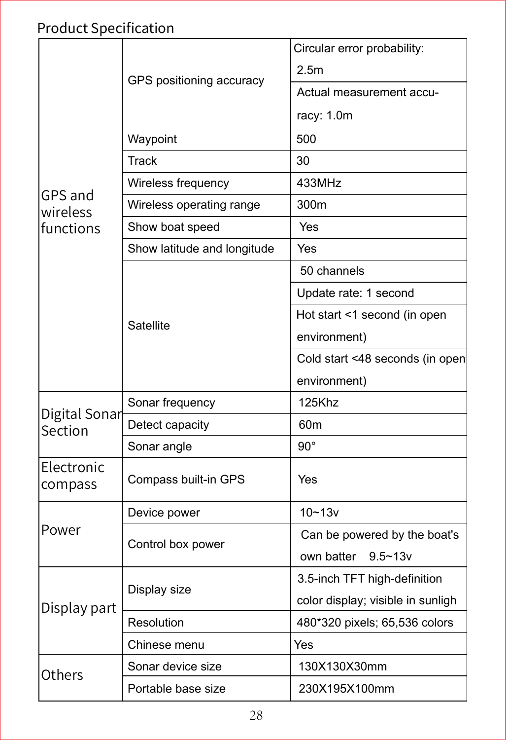## Product Specification

| Category | Item | Specification |
|---|---|---|
| GPS and wireless functions | GPS positioning accuracy | Circular error probability: 2.5m |
| | | Actual measurement accuracy: 1.0m |
| | Waypoint | 500 |
| | Track | 30 |
| | Wireless frequency | 433MHz |
| | Wireless operating range | 300m |
| | Show boat speed | Yes |
| | Show latitude and longitude | Yes |
| | Satellite | 50 channels |
| | | Update rate: 1 second |
| | | Hot start <1 second (in open environment) |
| | | Cold start <48 seconds (in open environment) |
| Digital Sonar Section | Sonar frequency | 125Khz |
| | Detect capacity | 60m |
| | Sonar angle | 90° |
| Electronic compass | Compass built-in GPS | Yes |
| Power | Device power | 10~13v |
| | Control box power | Can be powered by the boat's own batter 9.5~13v |
| Display part | Display size | 3.5-inch TFT high-definition color display; visible in sunligh |
| | Resolution | 480*320 pixels; 65,536 colors |
| | Chinese menu | Yes |
| Others | Sonar device size | 130X130X30mm |
| | Portable base size | 230X195X100mm |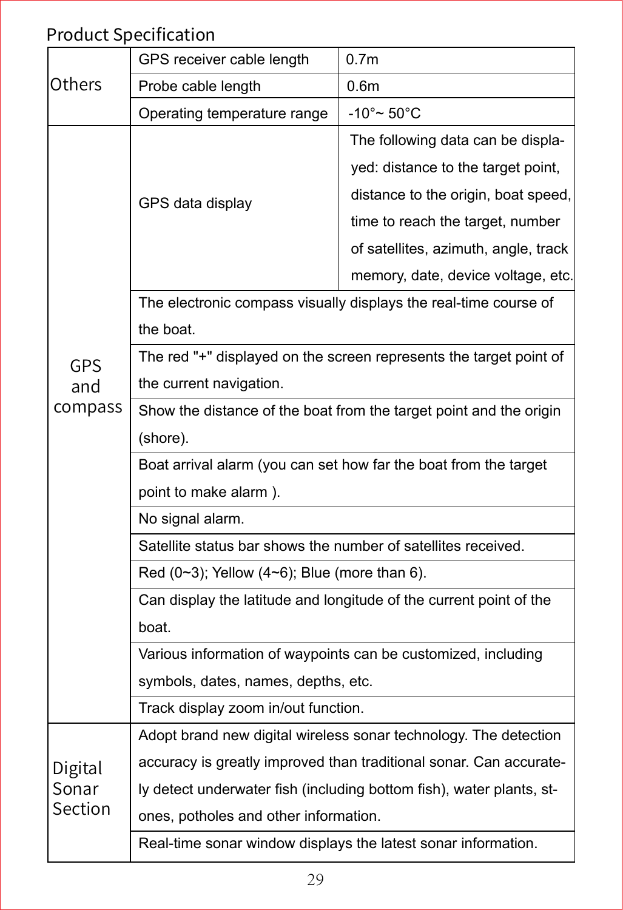## Product Specification

| | | |
|---|---|---|
| Others | GPS receiver cable length | 0.7m |
| | Probe cable length | 0.6m |
| | Operating temperature range | -10°~ 50°C |
| GPS and compass | GPS data display | The following data can be displayed: distance to the target point, distance to the origin, boat speed, time to reach the target, number of satellites, azimuth, angle, track memory, date, device voltage, etc. |
| | The electronic compass visually displays the real-time course of the boat. | |
| | The red "+" displayed on the screen represents the target point of the current navigation. | |
| | Show the distance of the boat from the target point and the origin (shore). | |
| | Boat arrival alarm (you can set how far the boat from the target point to make alarm ). | |
| | No signal alarm. | |
| | Satellite status bar shows the number of satellites received. | |
| | Red (0~3); Yellow (4~6); Blue (more than 6). | |
| | Can display the latitude and longitude of the current point of the boat. | |
| | Various information of waypoints can be customized, including symbols, dates, names, depths, etc. | |
| | Track display zoom in/out function. | |
| Digital Sonar Section | Adopt brand new digital wireless sonar technology. The detection accuracy is greatly improved than traditional sonar. Can accurately detect underwater fish (including bottom fish), water plants, stones, potholes and other information. | |
| | Real-time sonar window displays the latest sonar information. | |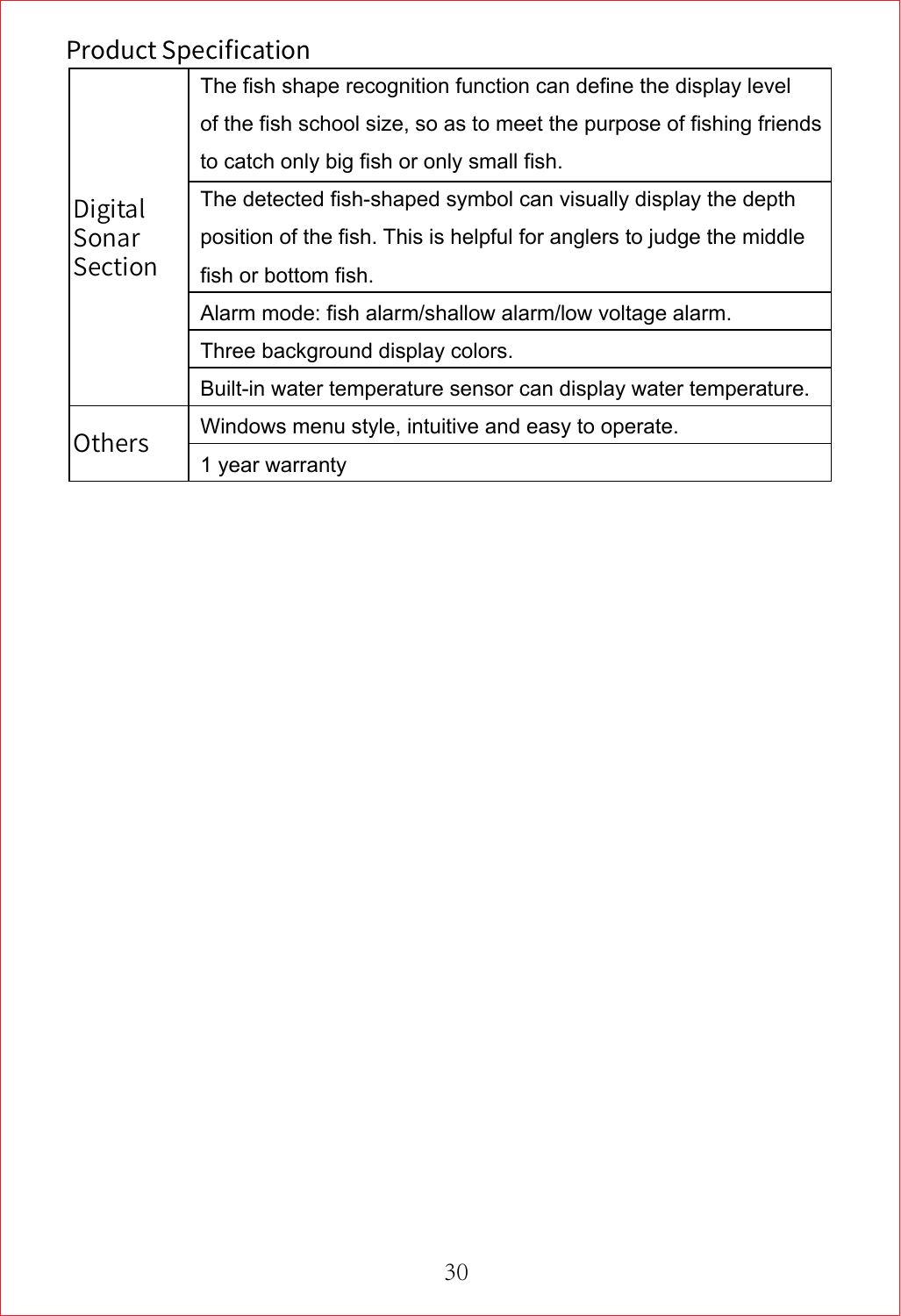## Product Specification

| | |
|---|---|
| Digital Sonar Section | The fish shape recognition function can define the display level of the fish school size, so as to meet the purpose of fishing friends to catch only big fish or only small fish. |
| | The detected fish-shaped symbol can visually display the depth position of the fish. This is helpful for anglers to judge the middle fish or bottom fish. |
| | Alarm mode: fish alarm/shallow alarm/low voltage alarm. |
| | Three background display colors. |
| | Built-in water temperature sensor can display water temperature. |
| Others | Windows menu style, intuitive and easy to operate. |
| | 1 year warranty |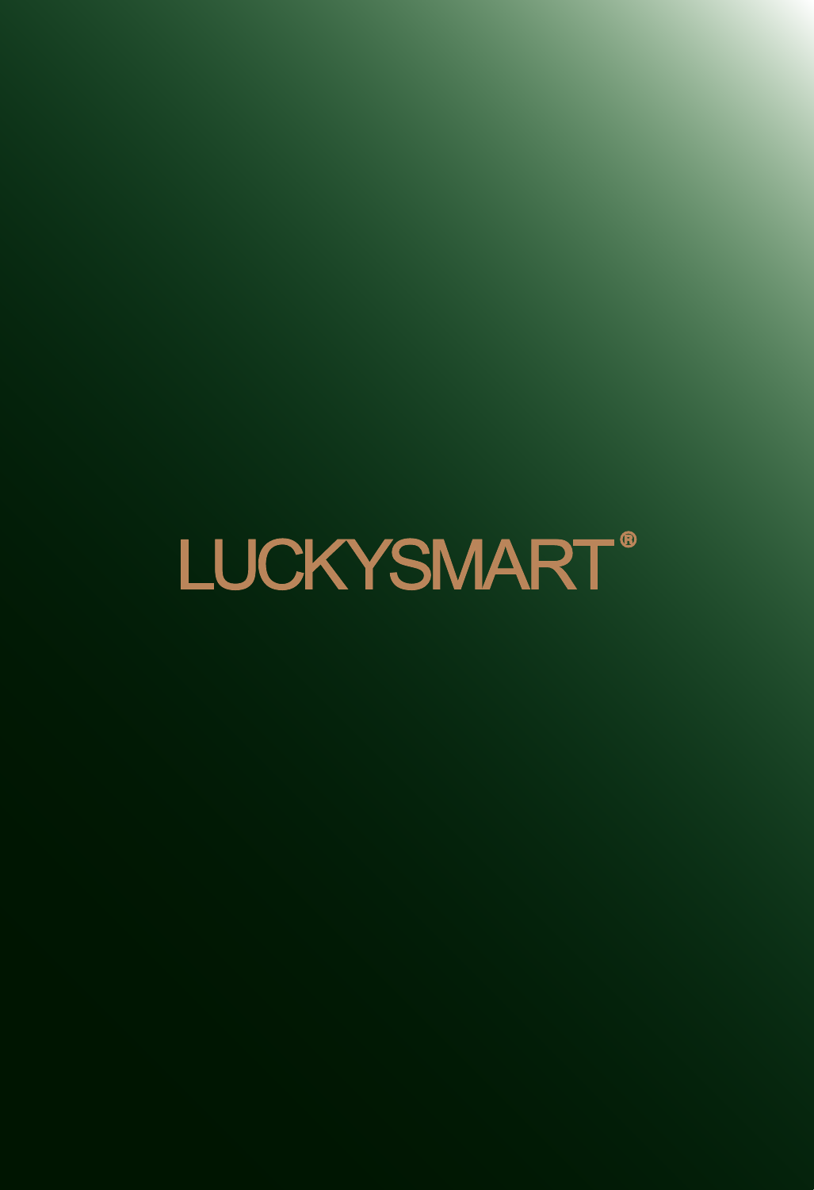LUCKYSMART®